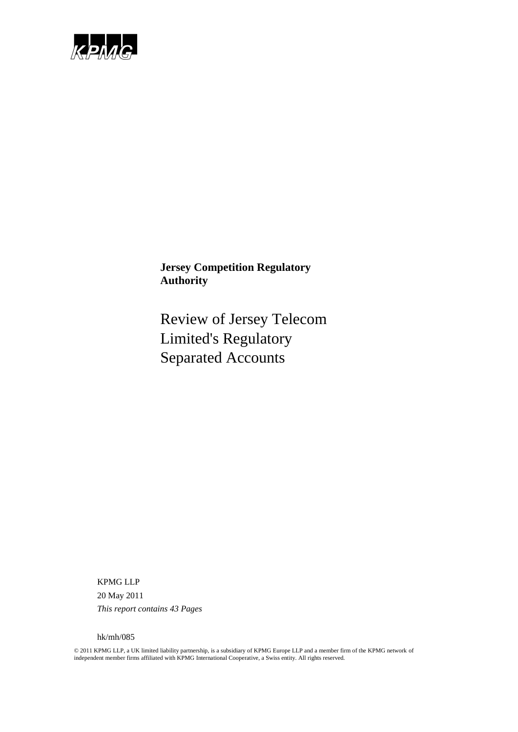KPMG

**Jersey Competition Regulatory Authority**

# Review of Jersey Telecom Limited's Regulatory Separated Accounts

KPMG LLP

20 May 2011

*This report contains 43 Pages*

hk/mh/085

© 2011 KPMG LLP, a UK limited liability partnership, is a subsidiary of KPMG Europe LLP and a member firm of the KPMG network of independent member firms affiliated with KPMG International Cooperative, a Swiss entity. All rights reserved.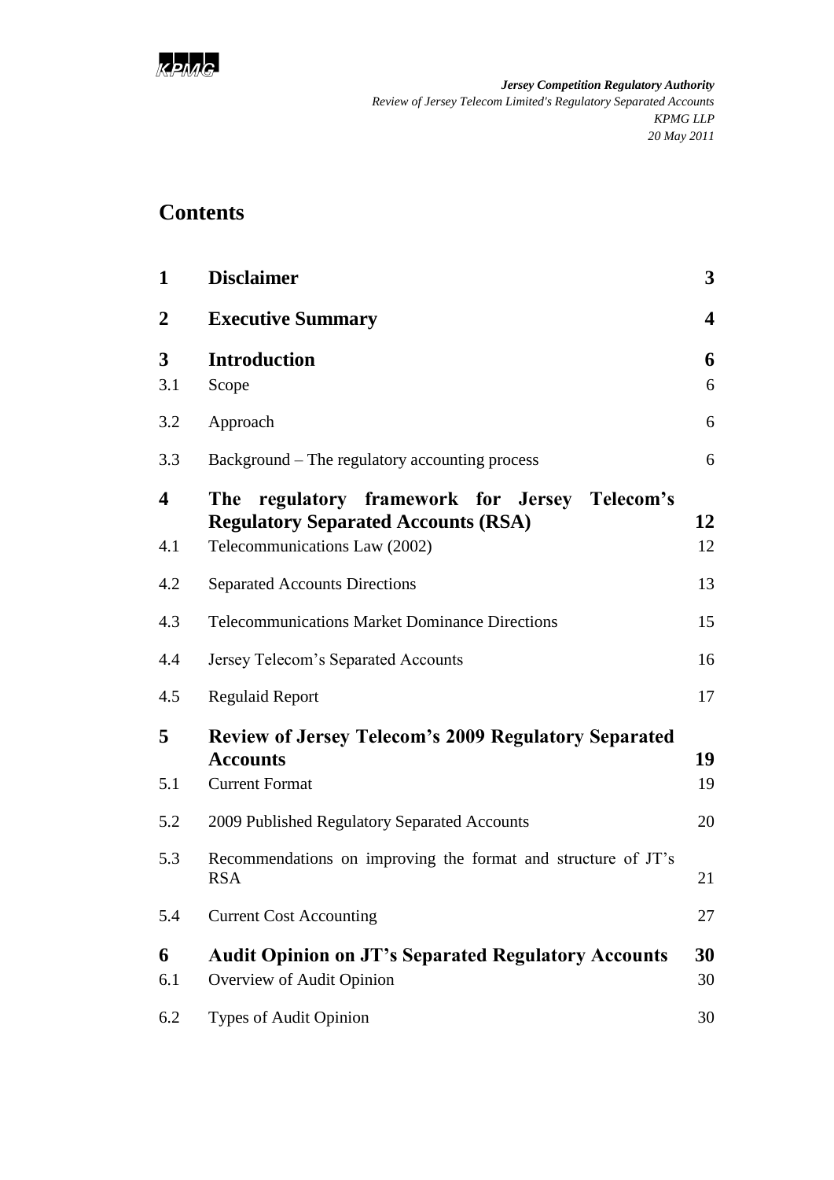*Jersey Competition Regulatory Authority*
*Review of Jersey Telecom Limited's Regulatory Separated Accounts*
*KPMG LLP*
*20 May 2011*

# Contents

| | | |
|---|---|---|
| **1** | **Disclaimer** | **3** |
| **2** | **Executive Summary** | **4** |
| **3** | **Introduction** | **6** |
| 3.1 | Scope | 6 |
| 3.2 | Approach | 6 |
| 3.3 | Background – The regulatory accounting process | 6 |
| **4** | **The regulatory framework for Jersey Telecom's Regulatory Separated Accounts (RSA)** | **12** |
| 4.1 | Telecommunications Law (2002) | 12 |
| 4.2 | Separated Accounts Directions | 13 |
| 4.3 | Telecommunications Market Dominance Directions | 15 |
| 4.4 | Jersey Telecom's Separated Accounts | 16 |
| 4.5 | Regulaid Report | 17 |
| **5** | **Review of Jersey Telecom's 2009 Regulatory Separated Accounts** | **19** |
| 5.1 | Current Format | 19 |
| 5.2 | 2009 Published Regulatory Separated Accounts | 20 |
| 5.3 | Recommendations on improving the format and structure of JT's RSA | 21 |
| 5.4 | Current Cost Accounting | 27 |
| **6** | **Audit Opinion on JT's Separated Regulatory Accounts** | **30** |
| 6.1 | Overview of Audit Opinion | 30 |
| 6.2 | Types of Audit Opinion | 30 |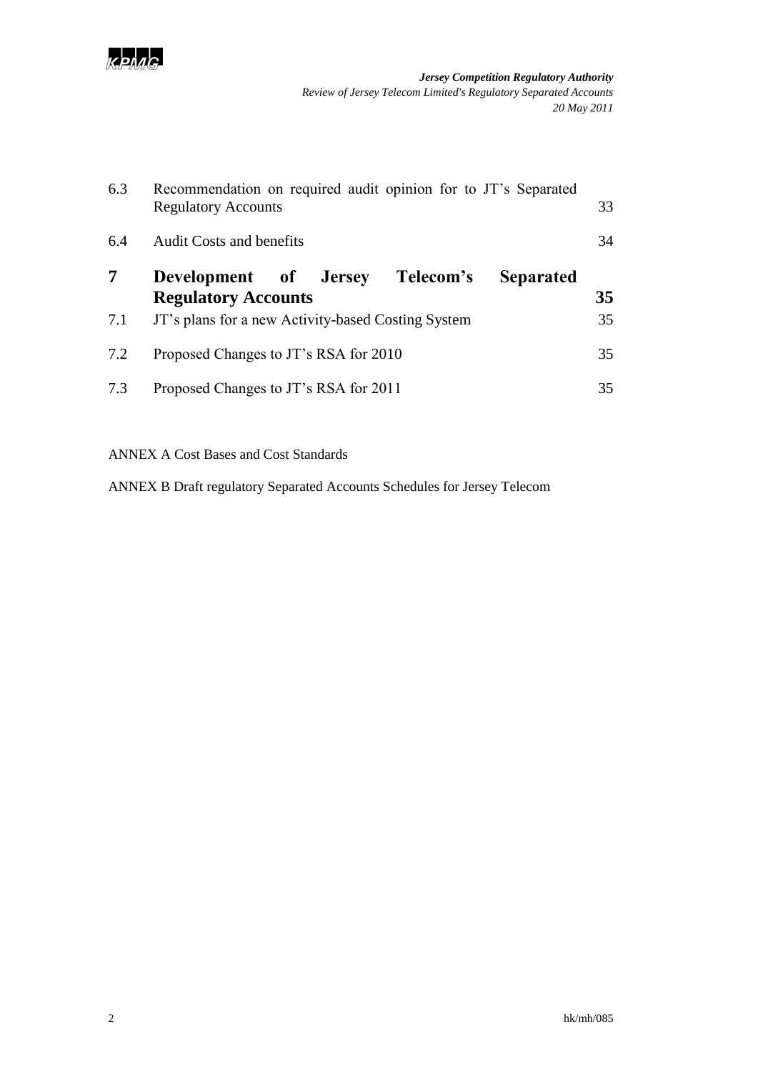| | | |
|---|---|---|
| 6.3 | Recommendation on required audit opinion for to JT's Separated Regulatory Accounts | 33 |
| 6.4 | Audit Costs and benefits | 34 |
| **7** | **Development of Jersey Telecom's Separated Regulatory Accounts** | **35** |
| 7.1 | JT's plans for a new Activity-based Costing System | 35 |
| 7.2 | Proposed Changes to JT's RSA for 2010 | 35 |
| 7.3 | Proposed Changes to JT's RSA for 2011 | 35 |

ANNEX A Cost Bases and Cost Standards

ANNEX B Draft regulatory Separated Accounts Schedules for Jersey Telecom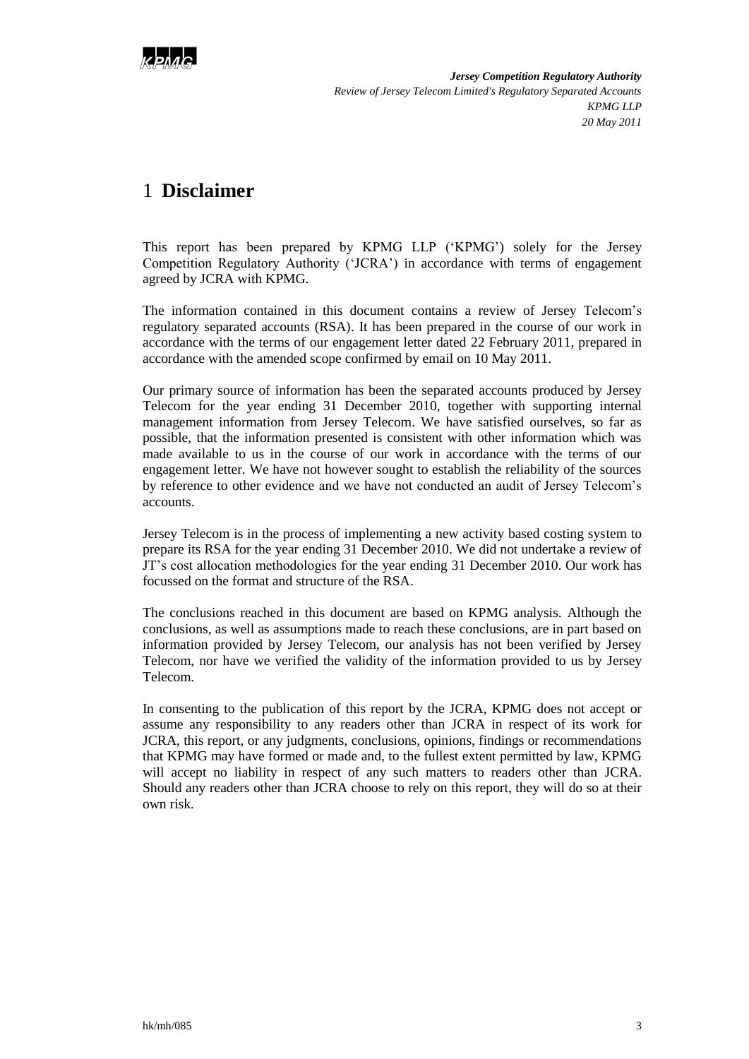# 1 Disclaimer

This report has been prepared by KPMG LLP ('KPMG') solely for the Jersey Competition Regulatory Authority ('JCRA') in accordance with terms of engagement agreed by JCRA with KPMG.

The information contained in this document contains a review of Jersey Telecom's regulatory separated accounts (RSA). It has been prepared in the course of our work in accordance with the terms of our engagement letter dated 22 February 2011, prepared in accordance with the amended scope confirmed by email on 10 May 2011.

Our primary source of information has been the separated accounts produced by Jersey Telecom for the year ending 31 December 2010, together with supporting internal management information from Jersey Telecom. We have satisfied ourselves, so far as possible, that the information presented is consistent with other information which was made available to us in the course of our work in accordance with the terms of our engagement letter. We have not however sought to establish the reliability of the sources by reference to other evidence and we have not conducted an audit of Jersey Telecom's accounts.

Jersey Telecom is in the process of implementing a new activity based costing system to prepare its RSA for the year ending 31 December 2010. We did not undertake a review of JT's cost allocation methodologies for the year ending 31 December 2010. Our work has focussed on the format and structure of the RSA.

The conclusions reached in this document are based on KPMG analysis. Although the conclusions, as well as assumptions made to reach these conclusions, are in part based on information provided by Jersey Telecom, our analysis has not been verified by Jersey Telecom, nor have we verified the validity of the information provided to us by Jersey Telecom.

In consenting to the publication of this report by the JCRA, KPMG does not accept or assume any responsibility to any readers other than JCRA in respect of its work for JCRA, this report, or any judgments, conclusions, opinions, findings or recommendations that KPMG may have formed or made and, to the fullest extent permitted by law, KPMG will accept no liability in respect of any such matters to readers other than JCRA. Should any readers other than JCRA choose to rely on this report, they will do so at their own risk.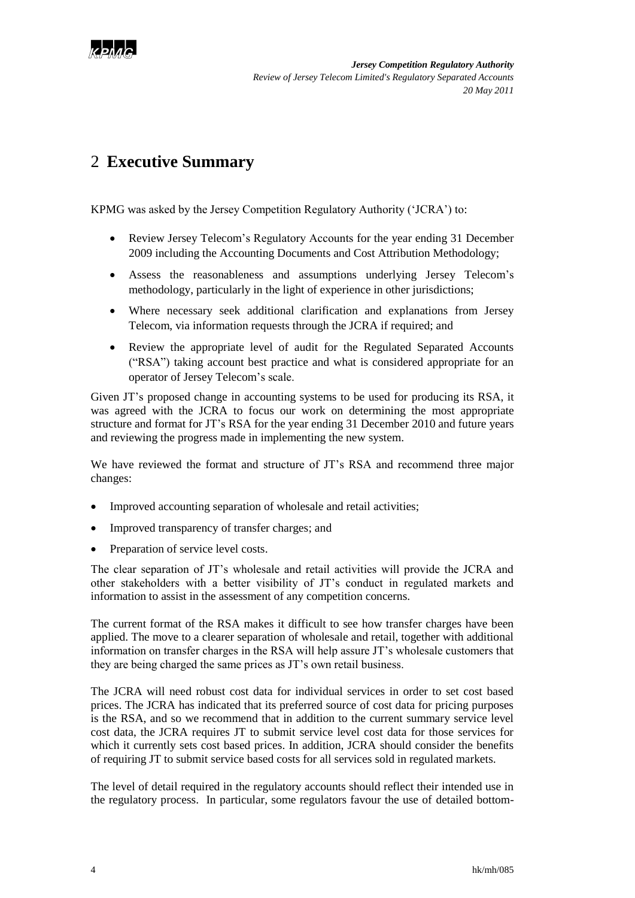## 2 Executive Summary

KPMG was asked by the Jersey Competition Regulatory Authority ('JCRA') to:

- Review Jersey Telecom's Regulatory Accounts for the year ending 31 December 2009 including the Accounting Documents and Cost Attribution Methodology;
- Assess the reasonableness and assumptions underlying Jersey Telecom's methodology, particularly in the light of experience in other jurisdictions;
- Where necessary seek additional clarification and explanations from Jersey Telecom, via information requests through the JCRA if required; and
- Review the appropriate level of audit for the Regulated Separated Accounts ("RSA") taking account best practice and what is considered appropriate for an operator of Jersey Telecom's scale.

Given JT's proposed change in accounting systems to be used for producing its RSA, it was agreed with the JCRA to focus our work on determining the most appropriate structure and format for JT's RSA for the year ending 31 December 2010 and future years and reviewing the progress made in implementing the new system.

We have reviewed the format and structure of JT's RSA and recommend three major changes:

- Improved accounting separation of wholesale and retail activities;
- Improved transparency of transfer charges; and
- Preparation of service level costs.

The clear separation of JT's wholesale and retail activities will provide the JCRA and other stakeholders with a better visibility of JT's conduct in regulated markets and information to assist in the assessment of any competition concerns.

The current format of the RSA makes it difficult to see how transfer charges have been applied. The move to a clearer separation of wholesale and retail, together with additional information on transfer charges in the RSA will help assure JT's wholesale customers that they are being charged the same prices as JT's own retail business.

The JCRA will need robust cost data for individual services in order to set cost based prices. The JCRA has indicated that its preferred source of cost data for pricing purposes is the RSA, and so we recommend that in addition to the current summary service level cost data, the JCRA requires JT to submit service level cost data for those services for which it currently sets cost based prices. In addition, JCRA should consider the benefits of requiring JT to submit service based costs for all services sold in regulated markets.

The level of detail required in the regulatory accounts should reflect their intended use in the regulatory process. In particular, some regulators favour the use of detailed bottom-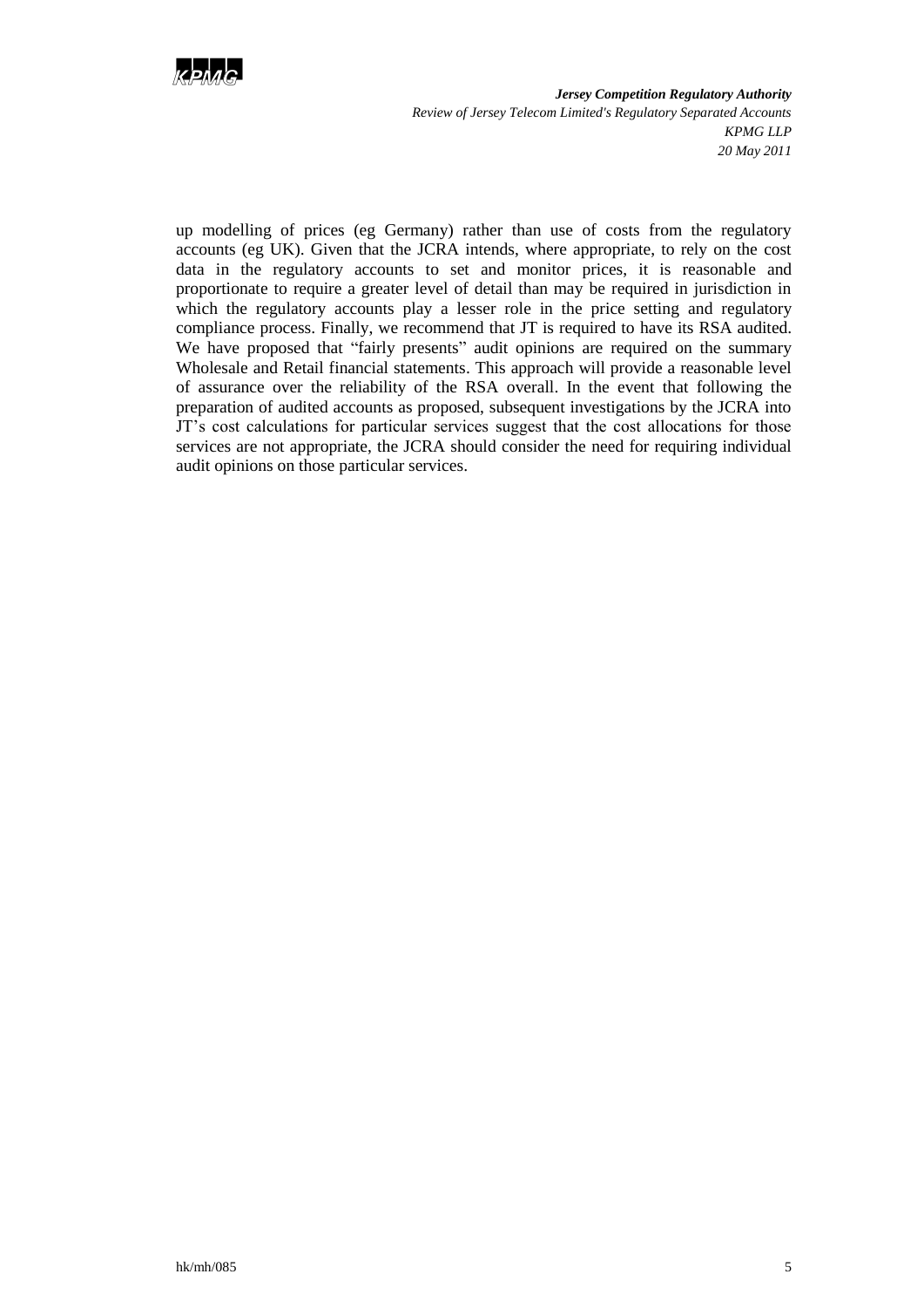up modelling of prices (eg Germany) rather than use of costs from the regulatory accounts (eg UK). Given that the JCRA intends, where appropriate, to rely on the cost data in the regulatory accounts to set and monitor prices, it is reasonable and proportionate to require a greater level of detail than may be required in jurisdiction in which the regulatory accounts play a lesser role in the price setting and regulatory compliance process. Finally, we recommend that JT is required to have its RSA audited. We have proposed that "fairly presents" audit opinions are required on the summary Wholesale and Retail financial statements. This approach will provide a reasonable level of assurance over the reliability of the RSA overall. In the event that following the preparation of audited accounts as proposed, subsequent investigations by the JCRA into JT's cost calculations for particular services suggest that the cost allocations for those services are not appropriate, the JCRA should consider the need for requiring individual audit opinions on those particular services.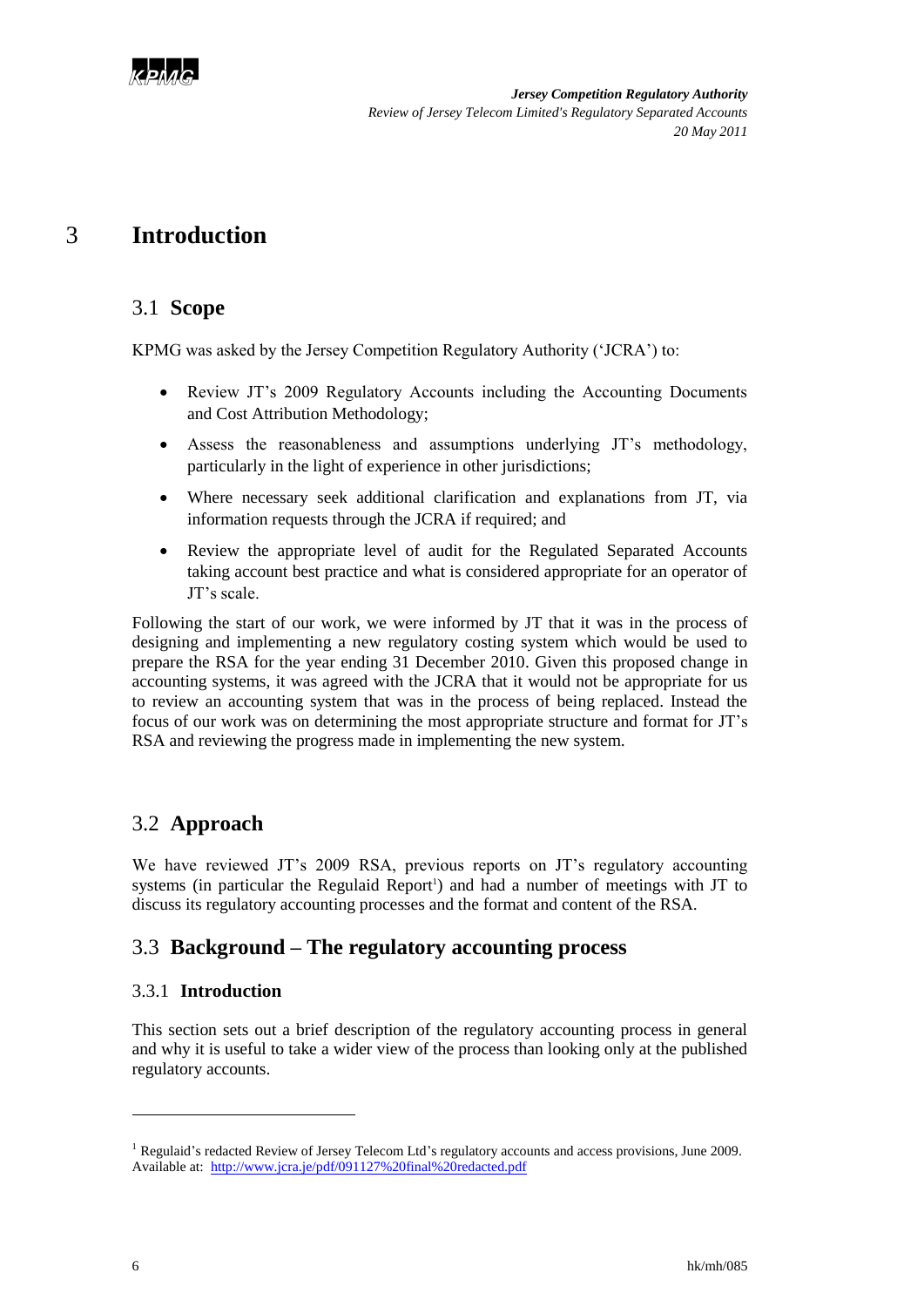# 3 Introduction

## 3.1 Scope

KPMG was asked by the Jersey Competition Regulatory Authority ('JCRA') to:

- Review JT's 2009 Regulatory Accounts including the Accounting Documents and Cost Attribution Methodology;
- Assess the reasonableness and assumptions underlying JT's methodology, particularly in the light of experience in other jurisdictions;
- Where necessary seek additional clarification and explanations from JT, via information requests through the JCRA if required; and
- Review the appropriate level of audit for the Regulated Separated Accounts taking account best practice and what is considered appropriate for an operator of JT's scale.

Following the start of our work, we were informed by JT that it was in the process of designing and implementing a new regulatory costing system which would be used to prepare the RSA for the year ending 31 December 2010. Given this proposed change in accounting systems, it was agreed with the JCRA that it would not be appropriate for us to review an accounting system that was in the process of being replaced. Instead the focus of our work was on determining the most appropriate structure and format for JT's RSA and reviewing the progress made in implementing the new system.

## 3.2 Approach

We have reviewed JT's 2009 RSA, previous reports on JT's regulatory accounting systems (in particular the Regulaid Report[1]) and had a number of meetings with JT to discuss its regulatory accounting processes and the format and content of the RSA.

## 3.3 Background – The regulatory accounting process

### 3.3.1 Introduction

This section sets out a brief description of the regulatory accounting process in general and why it is useful to take a wider view of the process than looking only at the published regulatory accounts.

[1] Regulaid's redacted Review of Jersey Telecom Ltd's regulatory accounts and access provisions, June 2009. Available at: http://www.jcra.je/pdf/091127%20final%20redacted.pdf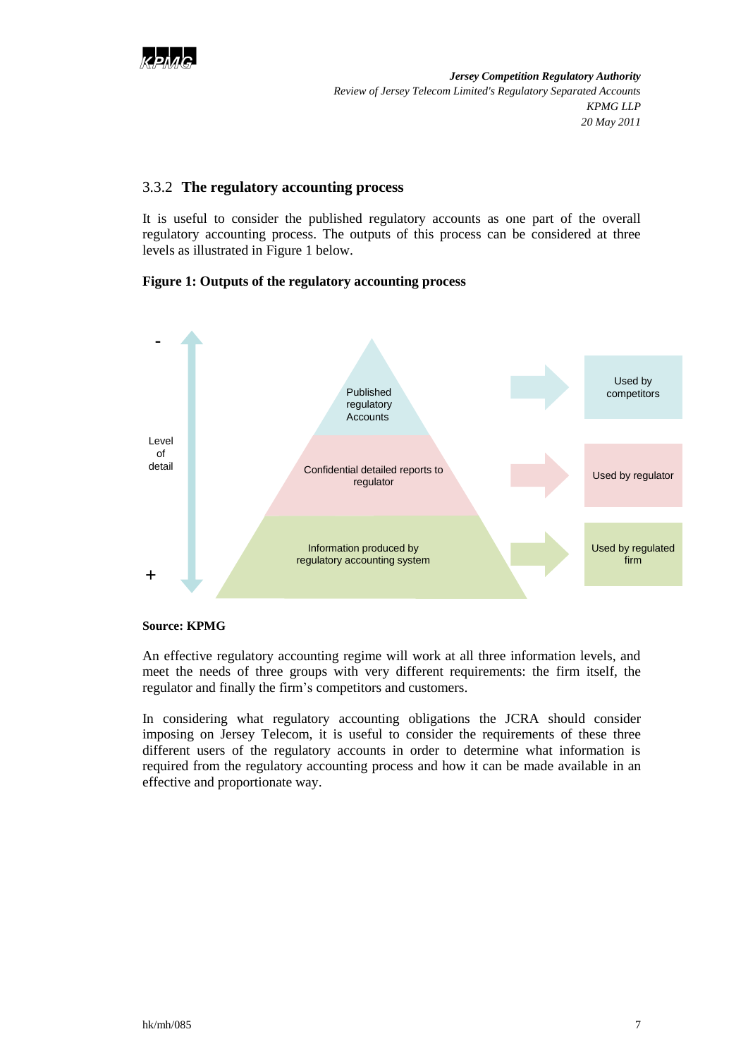### 3.3.2 The regulatory accounting process

It is useful to consider the published regulatory accounts as one part of the overall regulatory accounting process. The outputs of this process can be considered at three levels as illustrated in Figure 1 below.

**Figure 1: Outputs of the regulatory accounting process**

| Level of detail | Output | Used by |
| --- | --- | --- |
| - | Published regulatory Accounts | Used by competitors |
| | Confidential detailed reports to regulator | Used by regulator |
| + | Information produced by regulatory accounting system | Used by regulated firm |

**Source: KPMG**

An effective regulatory accounting regime will work at all three information levels, and meet the needs of three groups with very different requirements: the firm itself, the regulator and finally the firm's competitors and customers.

In considering what regulatory accounting obligations the JCRA should consider imposing on Jersey Telecom, it is useful to consider the requirements of these three different users of the regulatory accounts in order to determine what information is required from the regulatory accounting process and how it can be made available in an effective and proportionate way.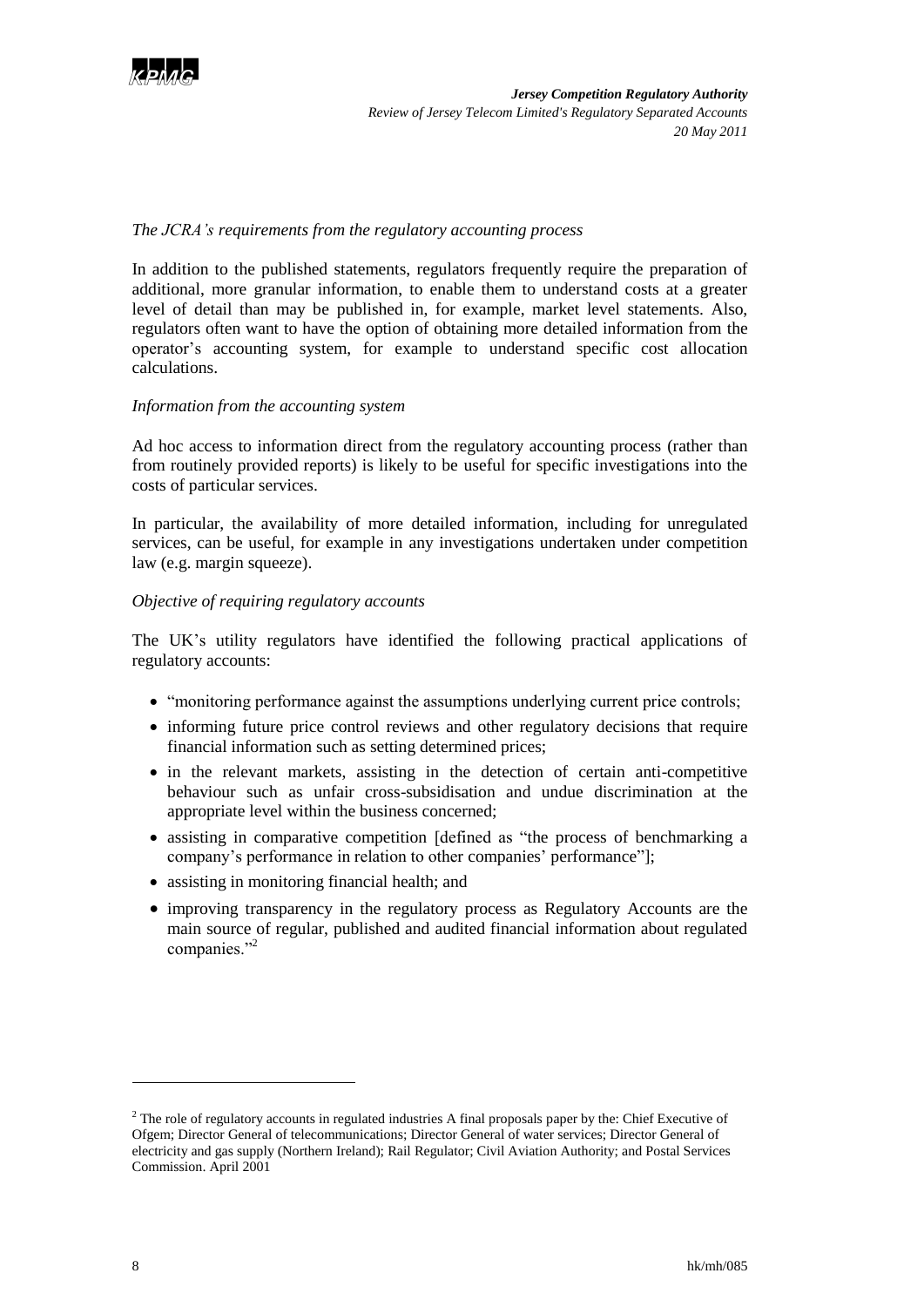*The JCRA's requirements from the regulatory accounting process*

In addition to the published statements, regulators frequently require the preparation of additional, more granular information, to enable them to understand costs at a greater level of detail than may be published in, for example, market level statements. Also, regulators often want to have the option of obtaining more detailed information from the operator's accounting system, for example to understand specific cost allocation calculations.

*Information from the accounting system*

Ad hoc access to information direct from the regulatory accounting process (rather than from routinely provided reports) is likely to be useful for specific investigations into the costs of particular services.

In particular, the availability of more detailed information, including for unregulated services, can be useful, for example in any investigations undertaken under competition law (e.g. margin squeeze).

*Objective of requiring regulatory accounts*

The UK's utility regulators have identified the following practical applications of regulatory accounts:

- "monitoring performance against the assumptions underlying current price controls;
- informing future price control reviews and other regulatory decisions that require financial information such as setting determined prices;
- in the relevant markets, assisting in the detection of certain anti-competitive behaviour such as unfair cross-subsidisation and undue discrimination at the appropriate level within the business concerned;
- assisting in comparative competition [defined as "the process of benchmarking a company's performance in relation to other companies' performance"];
- assisting in monitoring financial health; and
- improving transparency in the regulatory process as Regulatory Accounts are the main source of regular, published and audited financial information about regulated companies."[2]

---

[2] The role of regulatory accounts in regulated industries A final proposals paper by the: Chief Executive of Ofgem; Director General of telecommunications; Director General of water services; Director General of electricity and gas supply (Northern Ireland); Rail Regulator; Civil Aviation Authority; and Postal Services Commission. April 2001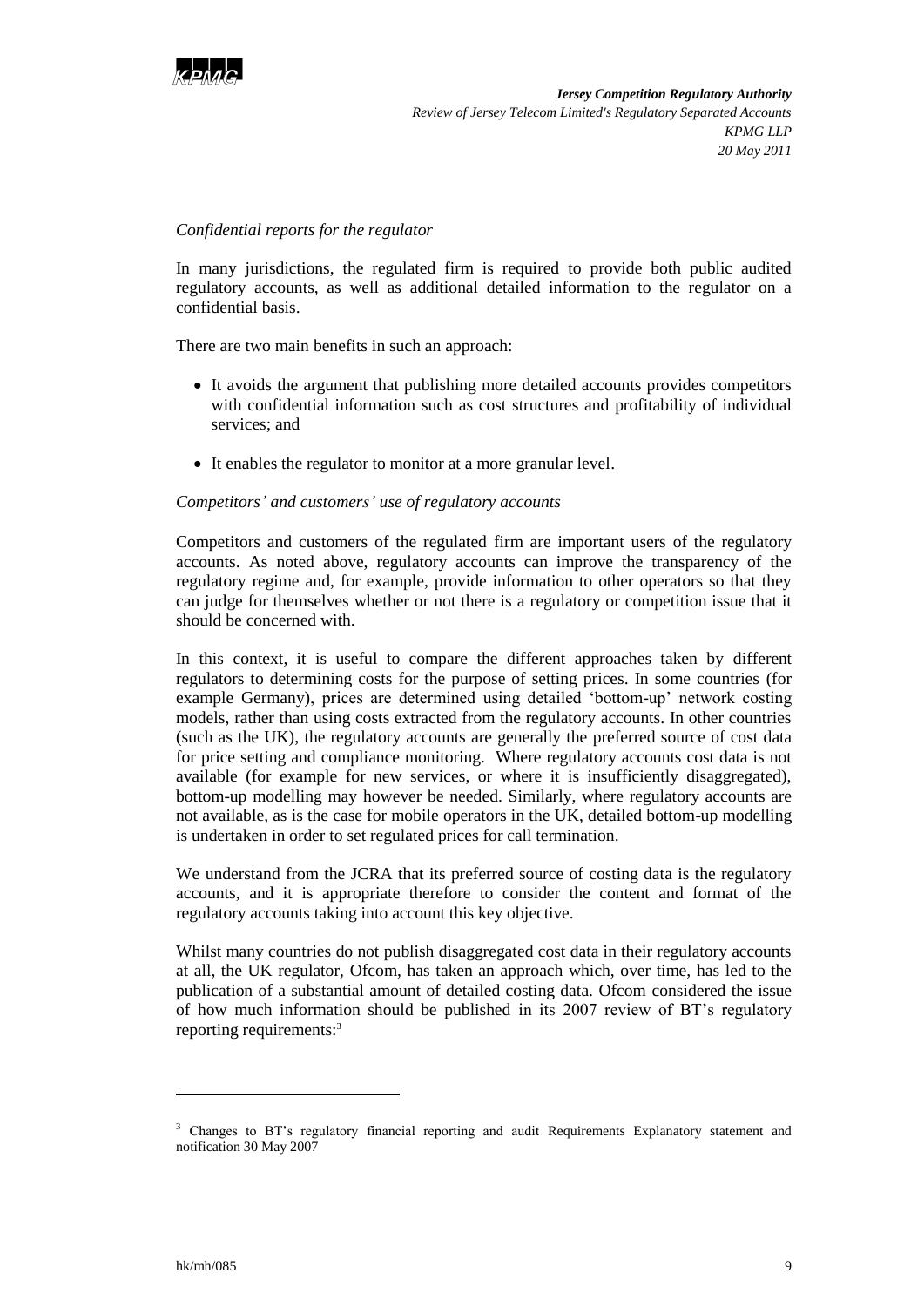*Confidential reports for the regulator*

In many jurisdictions, the regulated firm is required to provide both public audited regulatory accounts, as well as additional detailed information to the regulator on a confidential basis.

There are two main benefits in such an approach:

- It avoids the argument that publishing more detailed accounts provides competitors with confidential information such as cost structures and profitability of individual services; and
- It enables the regulator to monitor at a more granular level.

*Competitors' and customers' use of regulatory accounts*

Competitors and customers of the regulated firm are important users of the regulatory accounts. As noted above, regulatory accounts can improve the transparency of the regulatory regime and, for example, provide information to other operators so that they can judge for themselves whether or not there is a regulatory or competition issue that it should be concerned with.

In this context, it is useful to compare the different approaches taken by different regulators to determining costs for the purpose of setting prices. In some countries (for example Germany), prices are determined using detailed 'bottom-up' network costing models, rather than using costs extracted from the regulatory accounts. In other countries (such as the UK), the regulatory accounts are generally the preferred source of cost data for price setting and compliance monitoring. Where regulatory accounts cost data is not available (for example for new services, or where it is insufficiently disaggregated), bottom-up modelling may however be needed. Similarly, where regulatory accounts are not available, as is the case for mobile operators in the UK, detailed bottom-up modelling is undertaken in order to set regulated prices for call termination.

We understand from the JCRA that its preferred source of costing data is the regulatory accounts, and it is appropriate therefore to consider the content and format of the regulatory accounts taking into account this key objective.

Whilst many countries do not publish disaggregated cost data in their regulatory accounts at all, the UK regulator, Ofcom, has taken an approach which, over time, has led to the publication of a substantial amount of detailed costing data. Ofcom considered the issue of how much information should be published in its 2007 review of BT's regulatory reporting requirements:[3]

---

[3] Changes to BT's regulatory financial reporting and audit Requirements Explanatory statement and notification 30 May 2007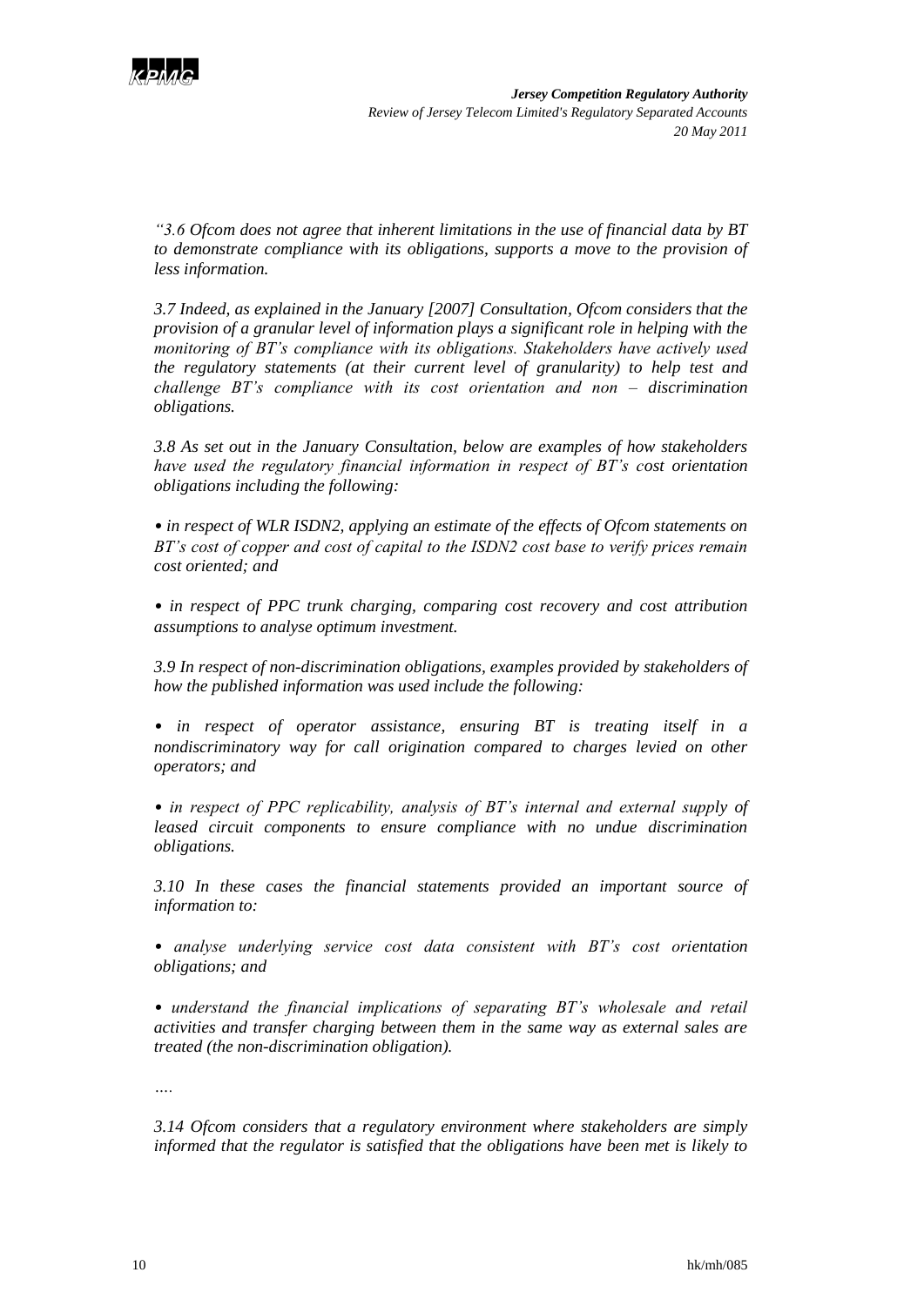*"3.6 Ofcom does not agree that inherent limitations in the use of financial data by BT to demonstrate compliance with its obligations, supports a move to the provision of less information.*

*3.7 Indeed, as explained in the January [2007] Consultation, Ofcom considers that the provision of a granular level of information plays a significant role in helping with the monitoring of BT's compliance with its obligations. Stakeholders have actively used the regulatory statements (at their current level of granularity) to help test and challenge BT's compliance with its cost orientation and non – discrimination obligations.*

*3.8 As set out in the January Consultation, below are examples of how stakeholders have used the regulatory financial information in respect of BT's cost orientation obligations including the following:*

*• in respect of WLR ISDN2, applying an estimate of the effects of Ofcom statements on BT's cost of copper and cost of capital to the ISDN2 cost base to verify prices remain cost oriented; and*

*• in respect of PPC trunk charging, comparing cost recovery and cost attribution assumptions to analyse optimum investment.*

*3.9 In respect of non-discrimination obligations, examples provided by stakeholders of how the published information was used include the following:*

*• in respect of operator assistance, ensuring BT is treating itself in a nondiscriminatory way for call origination compared to charges levied on other operators; and*

*• in respect of PPC replicability, analysis of BT's internal and external supply of leased circuit components to ensure compliance with no undue discrimination obligations.*

*3.10 In these cases the financial statements provided an important source of information to:*

*• analyse underlying service cost data consistent with BT's cost orientation obligations; and*

*• understand the financial implications of separating BT's wholesale and retail activities and transfer charging between them in the same way as external sales are treated (the non-discrimination obligation).*

*….*

*3.14 Ofcom considers that a regulatory environment where stakeholders are simply informed that the regulator is satisfied that the obligations have been met is likely to*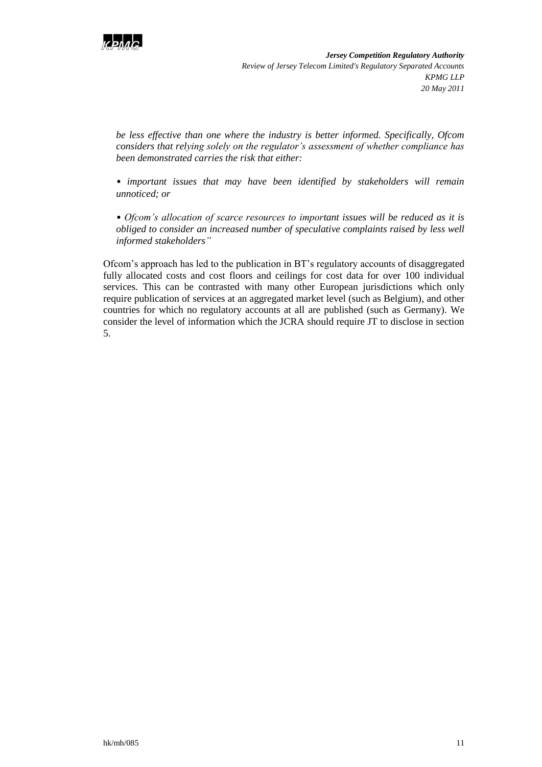*be less effective than one where the industry is better informed. Specifically, Ofcom considers that relying solely on the regulator's assessment of whether compliance has been demonstrated carries the risk that either:*

*• important issues that may have been identified by stakeholders will remain unnoticed; or*

*• Ofcom's allocation of scarce resources to important issues will be reduced as it is obliged to consider an increased number of speculative complaints raised by less well informed stakeholders"*

Ofcom's approach has led to the publication in BT's regulatory accounts of disaggregated fully allocated costs and cost floors and ceilings for cost data for over 100 individual services. This can be contrasted with many other European jurisdictions which only require publication of services at an aggregated market level (such as Belgium), and other countries for which no regulatory accounts at all are published (such as Germany). We consider the level of information which the JCRA should require JT to disclose in section 5.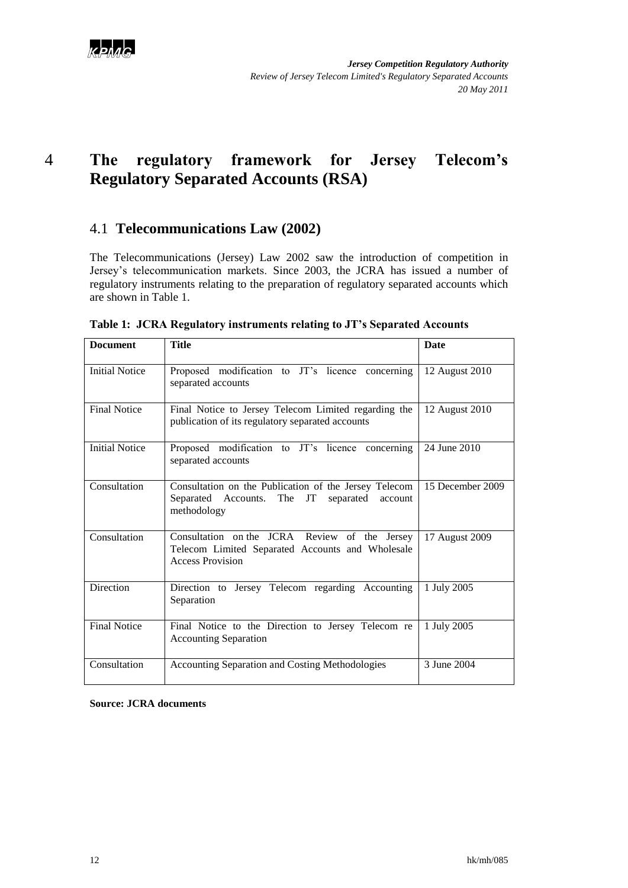# 4 The regulatory framework for Jersey Telecom's Regulatory Separated Accounts (RSA)

## 4.1 Telecommunications Law (2002)

The Telecommunications (Jersey) Law 2002 saw the introduction of competition in Jersey's telecommunication markets. Since 2003, the JCRA has issued a number of regulatory instruments relating to the preparation of regulatory separated accounts which are shown in Table 1.

**Table 1: JCRA Regulatory instruments relating to JT's Separated Accounts**

| Document | Title | Date |
|---|---|---|
| Initial Notice | Proposed modification to JT's licence concerning separated accounts | 12 August 2010 |
| Final Notice | Final Notice to Jersey Telecom Limited regarding the publication of its regulatory separated accounts | 12 August 2010 |
| Initial Notice | Proposed modification to JT's licence concerning separated accounts | 24 June 2010 |
| Consultation | Consultation on the Publication of the Jersey Telecom Separated Accounts. The JT separated account methodology | 15 December 2009 |
| Consultation | Consultation on the JCRA Review of the Jersey Telecom Limited Separated Accounts and Wholesale Access Provision | 17 August 2009 |
| Direction | Direction to Jersey Telecom regarding Accounting Separation | 1 July 2005 |
| Final Notice | Final Notice to the Direction to Jersey Telecom re Accounting Separation | 1 July 2005 |
| Consultation | Accounting Separation and Costing Methodologies | 3 June 2004 |

**Source: JCRA documents**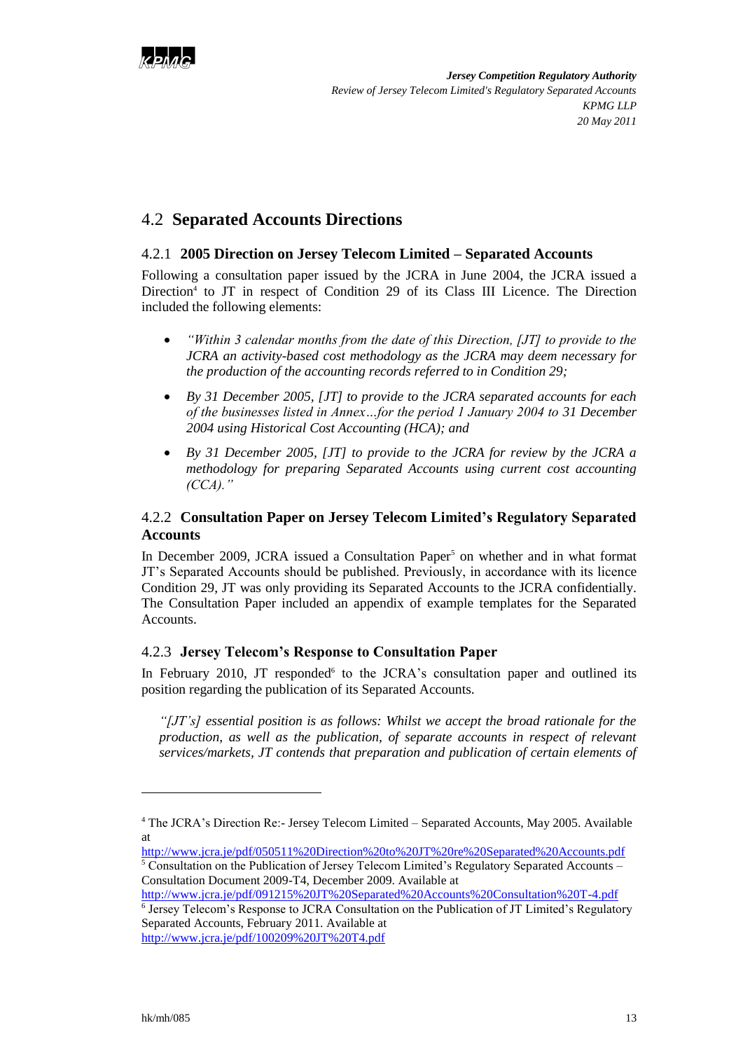## 4.2 Separated Accounts Directions

### 4.2.1 2005 Direction on Jersey Telecom Limited – Separated Accounts

Following a consultation paper issued by the JCRA in June 2004, the JCRA issued a Direction[4] to JT in respect of Condition 29 of its Class III Licence. The Direction included the following elements:

- *"Within 3 calendar months from the date of this Direction, [JT] to provide to the JCRA an activity-based cost methodology as the JCRA may deem necessary for the production of the accounting records referred to in Condition 29;*
- *By 31 December 2005, [JT] to provide to the JCRA separated accounts for each of the businesses listed in Annex…for the period 1 January 2004 to 31 December 2004 using Historical Cost Accounting (HCA); and*
- *By 31 December 2005, [JT] to provide to the JCRA for review by the JCRA a methodology for preparing Separated Accounts using current cost accounting (CCA)."*

### 4.2.2 Consultation Paper on Jersey Telecom Limited's Regulatory Separated Accounts

In December 2009, JCRA issued a Consultation Paper[5] on whether and in what format JT's Separated Accounts should be published. Previously, in accordance with its licence Condition 29, JT was only providing its Separated Accounts to the JCRA confidentially. The Consultation Paper included an appendix of example templates for the Separated Accounts.

### 4.2.3 Jersey Telecom's Response to Consultation Paper

In February 2010, JT responded[6] to the JCRA's consultation paper and outlined its position regarding the publication of its Separated Accounts.

> *"[JT's] essential position is as follows: Whilst we accept the broad rationale for the production, as well as the publication, of separate accounts in respect of relevant services/markets, JT contends that preparation and publication of certain elements of*

---

[4] The JCRA's Direction Re:- Jersey Telecom Limited – Separated Accounts, May 2005. Available at http://www.jcra.je/pdf/050511%20Direction%20to%20JT%20re%20Separated%20Accounts.pdf

[5] Consultation on the Publication of Jersey Telecom Limited's Regulatory Separated Accounts – Consultation Document 2009-T4, December 2009. Available at http://www.jcra.je/pdf/091215%20JT%20Separated%20Accounts%20Consultation%20T-4.pdf

[6] Jersey Telecom's Response to JCRA Consultation on the Publication of JT Limited's Regulatory Separated Accounts, February 2011. Available at http://www.jcra.je/pdf/100209%20JT%20T4.pdf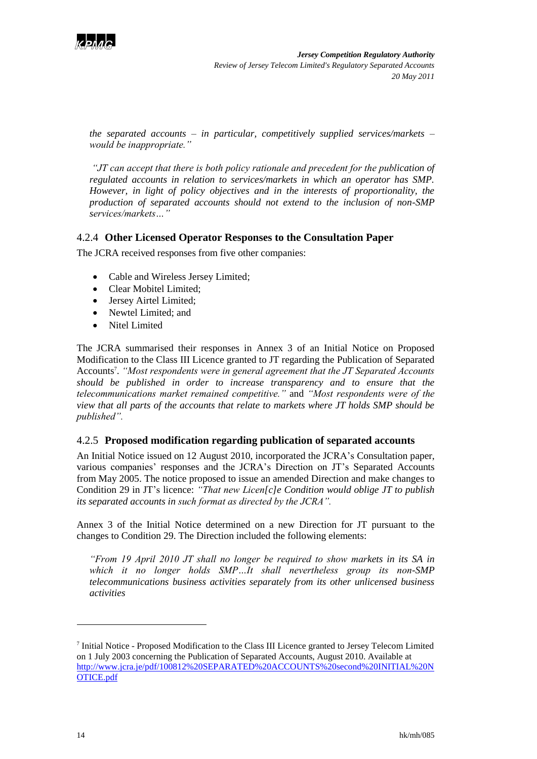*the separated accounts – in particular, competitively supplied services/markets – would be inappropriate."*

*"JT can accept that there is both policy rationale and precedent for the publication of regulated accounts in relation to services/markets in which an operator has SMP. However, in light of policy objectives and in the interests of proportionality, the production of separated accounts should not extend to the inclusion of non-SMP services/markets…"*

### 4.2.4 Other Licensed Operator Responses to the Consultation Paper

The JCRA received responses from five other companies:

- Cable and Wireless Jersey Limited;
- Clear Mobitel Limited;
- Jersey Airtel Limited;
- Newtel Limited; and
- Nitel Limited

The JCRA summarised their responses in Annex 3 of an Initial Notice on Proposed Modification to the Class III Licence granted to JT regarding the Publication of Separated Accounts[7]. *"Most respondents were in general agreement that the JT Separated Accounts should be published in order to increase transparency and to ensure that the telecommunications market remained competitive."* and *"Most respondents were of the view that all parts of the accounts that relate to markets where JT holds SMP should be published".*

### 4.2.5 Proposed modification regarding publication of separated accounts

An Initial Notice issued on 12 August 2010, incorporated the JCRA's Consultation paper, various companies' responses and the JCRA's Direction on JT's Separated Accounts from May 2005. The notice proposed to issue an amended Direction and make changes to Condition 29 in JT's licence: *"That new Licen[c]e Condition would oblige JT to publish its separated accounts in such format as directed by the JCRA".*

Annex 3 of the Initial Notice determined on a new Direction for JT pursuant to the changes to Condition 29. The Direction included the following elements:

*"From 19 April 2010 JT shall no longer be required to show markets in its SA in which it no longer holds SMP…It shall nevertheless group its non-SMP telecommunications business activities separately from its other unlicensed business activities*

---

[7] Initial Notice - Proposed Modification to the Class III Licence granted to Jersey Telecom Limited on 1 July 2003 concerning the Publication of Separated Accounts, August 2010. Available at http://www.jcra.je/pdf/100812%20SEPARATED%20ACCOUNTS%20second%20INITIAL%20NOTICE.pdf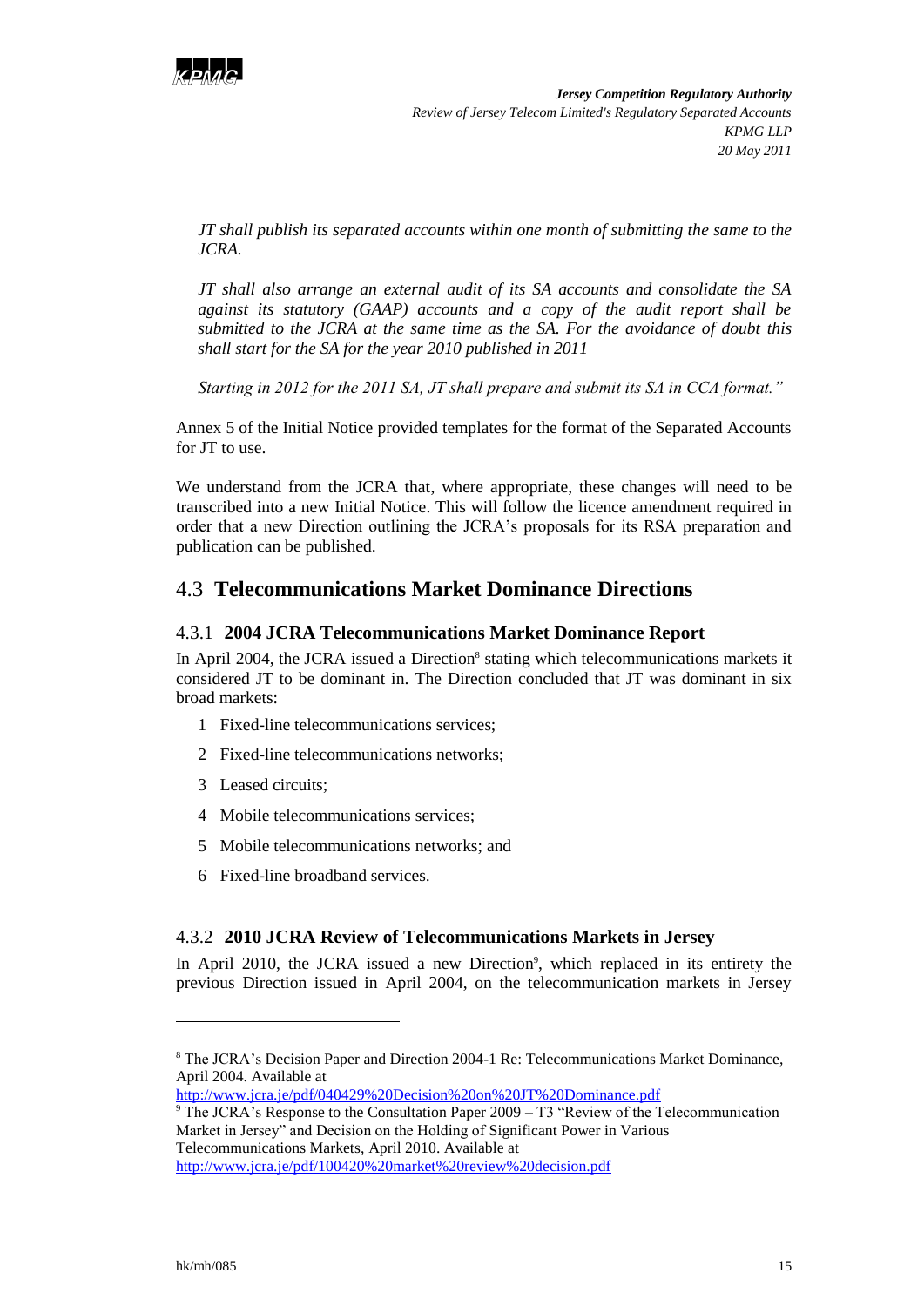*JT shall publish its separated accounts within one month of submitting the same to the JCRA.*

*JT shall also arrange an external audit of its SA accounts and consolidate the SA against its statutory (GAAP) accounts and a copy of the audit report shall be submitted to the JCRA at the same time as the SA. For the avoidance of doubt this shall start for the SA for the year 2010 published in 2011*

*Starting in 2012 for the 2011 SA, JT shall prepare and submit its SA in CCA format."*

Annex 5 of the Initial Notice provided templates for the format of the Separated Accounts for JT to use.

We understand from the JCRA that, where appropriate, these changes will need to be transcribed into a new Initial Notice. This will follow the licence amendment required in order that a new Direction outlining the JCRA's proposals for its RSA preparation and publication can be published.

## 4.3 Telecommunications Market Dominance Directions

### 4.3.1 2004 JCRA Telecommunications Market Dominance Report

In April 2004, the JCRA issued a Direction[8] stating which telecommunications markets it considered JT to be dominant in. The Direction concluded that JT was dominant in six broad markets:

1. Fixed-line telecommunications services;
2. Fixed-line telecommunications networks;
3. Leased circuits;
4. Mobile telecommunications services;
5. Mobile telecommunications networks; and
6. Fixed-line broadband services.

### 4.3.2 2010 JCRA Review of Telecommunications Markets in Jersey

In April 2010, the JCRA issued a new Direction[9], which replaced in its entirety the previous Direction issued in April 2004, on the telecommunication markets in Jersey

---

[8] The JCRA's Decision Paper and Direction 2004-1 Re: Telecommunications Market Dominance, April 2004. Available at http://www.jcra.je/pdf/040429%20Decision%20on%20JT%20Dominance.pdf

[9] The JCRA's Response to the Consultation Paper 2009 – T3 "Review of the Telecommunication Market in Jersey" and Decision on the Holding of Significant Power in Various Telecommunications Markets, April 2010. Available at http://www.jcra.je/pdf/100420%20market%20review%20decision.pdf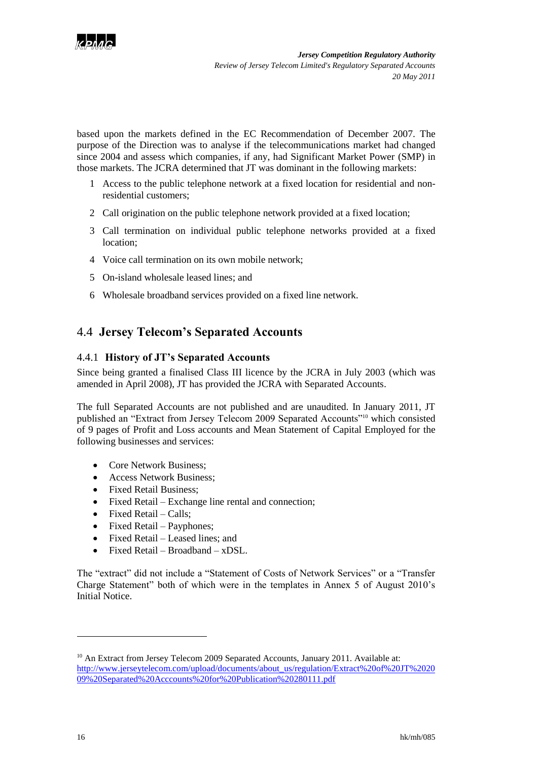based upon the markets defined in the EC Recommendation of December 2007. The purpose of the Direction was to analyse if the telecommunications market had changed since 2004 and assess which companies, if any, had Significant Market Power (SMP) in those markets. The JCRA determined that JT was dominant in the following markets:

1. Access to the public telephone network at a fixed location for residential and non-residential customers;
2. Call origination on the public telephone network provided at a fixed location;
3. Call termination on individual public telephone networks provided at a fixed location;
4. Voice call termination on its own mobile network;
5. On-island wholesale leased lines; and
6. Wholesale broadband services provided on a fixed line network.

## 4.4 Jersey Telecom's Separated Accounts

### 4.4.1 History of JT's Separated Accounts

Since being granted a finalised Class III licence by the JCRA in July 2003 (which was amended in April 2008), JT has provided the JCRA with Separated Accounts.

The full Separated Accounts are not published and are unaudited. In January 2011, JT published an "Extract from Jersey Telecom 2009 Separated Accounts"[10] which consisted of 9 pages of Profit and Loss accounts and Mean Statement of Capital Employed for the following businesses and services:

- Core Network Business;
- Access Network Business;
- Fixed Retail Business;
- Fixed Retail – Exchange line rental and connection;
- Fixed Retail – Calls;
- Fixed Retail – Payphones;
- Fixed Retail – Leased lines; and
- Fixed Retail – Broadband – xDSL.

The "extract" did not include a "Statement of Costs of Network Services" or a "Transfer Charge Statement" both of which were in the templates in Annex 5 of August 2010's Initial Notice.

---

[10] An Extract from Jersey Telecom 2009 Separated Accounts, January 2011. Available at: http://www.jerseytelecom.com/upload/documents/about_us/regulation/Extract%20of%20JT%202009%20Separated%20Acccounts%20for%20Publication%20280111.pdf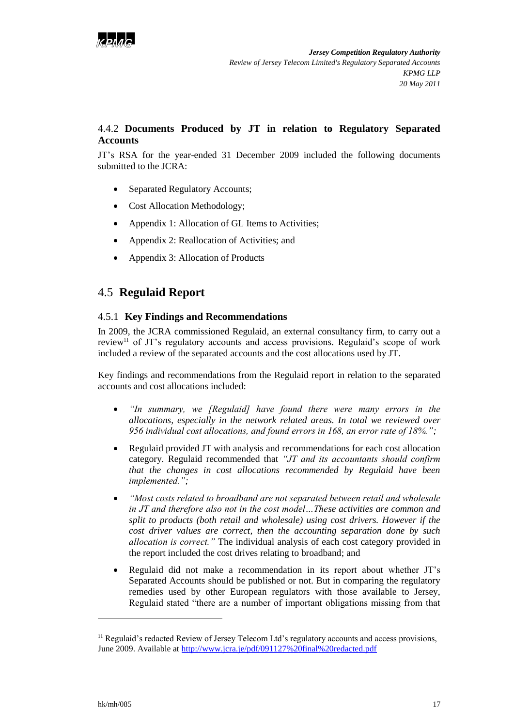### 4.4.2 **Documents Produced by JT in relation to Regulatory Separated Accounts**

JT's RSA for the year-ended 31 December 2009 included the following documents submitted to the JCRA:

- Separated Regulatory Accounts;
- Cost Allocation Methodology;
- Appendix 1: Allocation of GL Items to Activities;
- Appendix 2: Reallocation of Activities; and
- Appendix 3: Allocation of Products

## 4.5 **Regulaid Report**

### 4.5.1 **Key Findings and Recommendations**

In 2009, the JCRA commissioned Regulaid, an external consultancy firm, to carry out a review[11] of JT's regulatory accounts and access provisions. Regulaid's scope of work included a review of the separated accounts and the cost allocations used by JT.

Key findings and recommendations from the Regulaid report in relation to the separated accounts and cost allocations included:

- *"In summary, we [Regulaid] have found there were many errors in the allocations, especially in the network related areas. In total we reviewed over 956 individual cost allocations, and found errors in 168, an error rate of 18%.";*
- Regulaid provided JT with analysis and recommendations for each cost allocation category. Regulaid recommended that *"JT and its accountants should confirm that the changes in cost allocations recommended by Regulaid have been implemented.";*
- *"Most costs related to broadband are not separated between retail and wholesale in JT and therefore also not in the cost model…These activities are common and split to products (both retail and wholesale) using cost drivers. However if the cost driver values are correct, then the accounting separation done by such allocation is correct."* The individual analysis of each cost category provided in the report included the cost drives relating to broadband; and
- Regulaid did not make a recommendation in its report about whether JT's Separated Accounts should be published or not. But in comparing the regulatory remedies used by other European regulators with those available to Jersey, Regulaid stated "there are a number of important obligations missing from that

[11] Regulaid's redacted Review of Jersey Telecom Ltd's regulatory accounts and access provisions, June 2009. Available at http://www.jcra.je/pdf/091127%20final%20redacted.pdf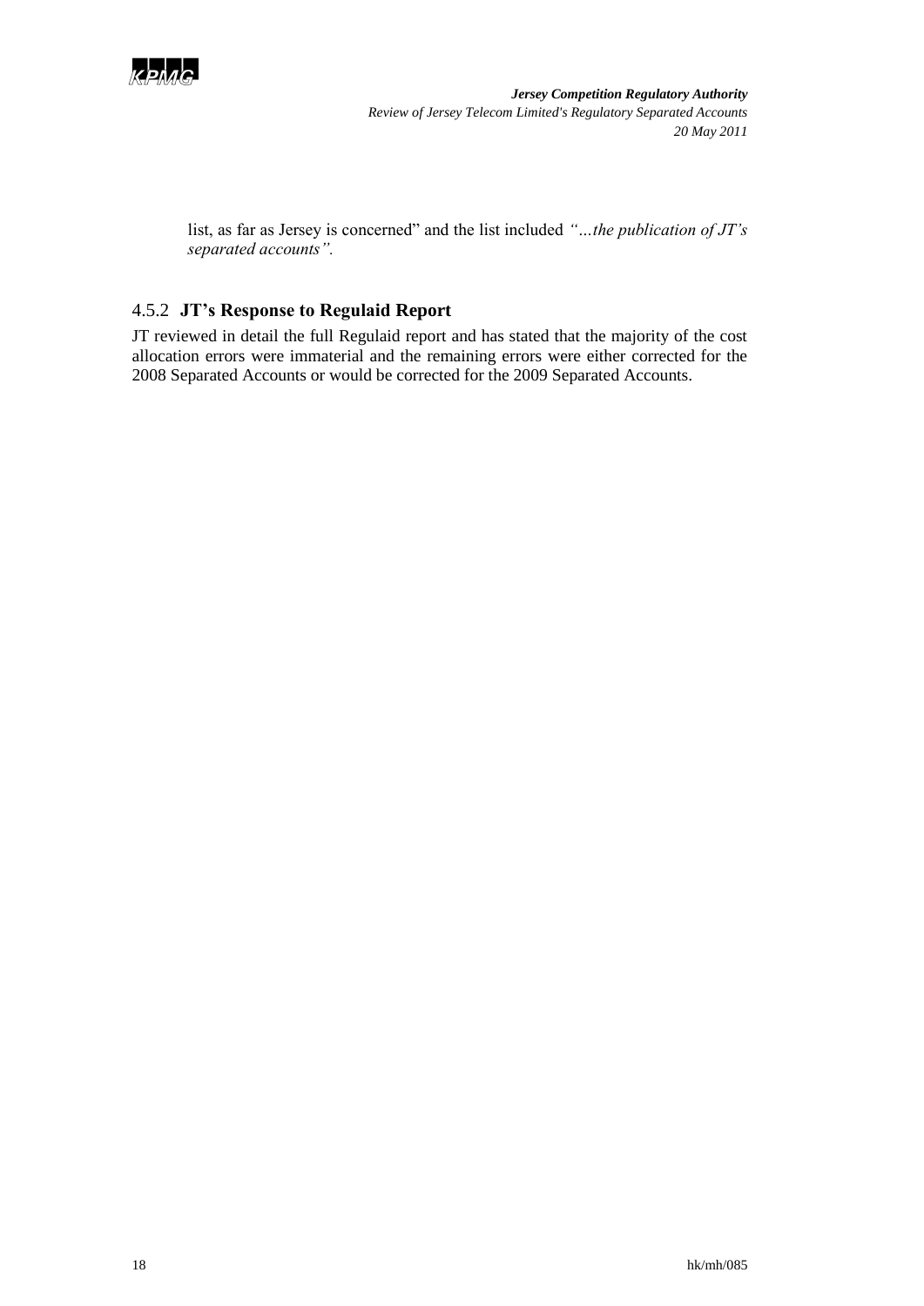list, as far as Jersey is concerned" and the list included *"…the publication of JT's separated accounts".*

### 4.5.2 JT's Response to Regulaid Report

JT reviewed in detail the full Regulaid report and has stated that the majority of the cost allocation errors were immaterial and the remaining errors were either corrected for the 2008 Separated Accounts or would be corrected for the 2009 Separated Accounts.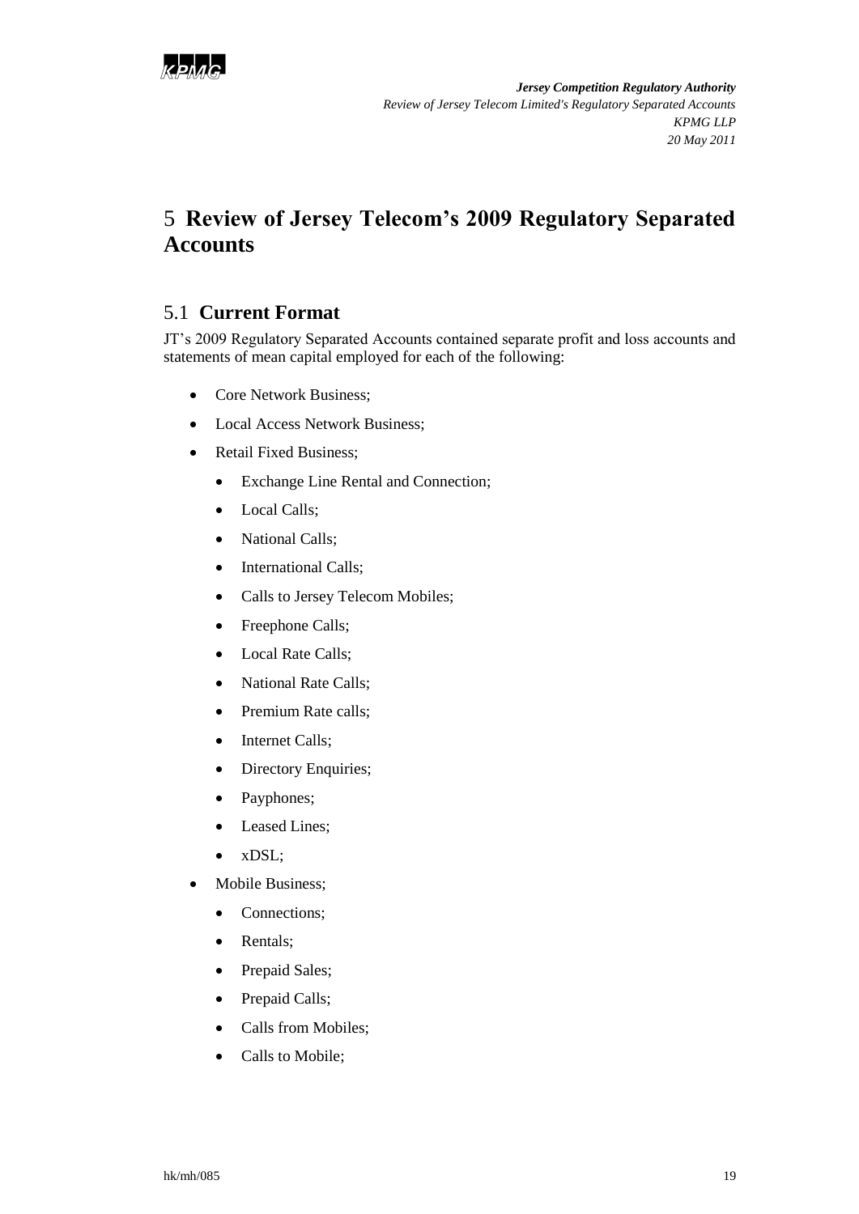# 5 Review of Jersey Telecom's 2009 Regulatory Separated Accounts

## 5.1 Current Format

JT's 2009 Regulatory Separated Accounts contained separate profit and loss accounts and statements of mean capital employed for each of the following:

- Core Network Business;
- Local Access Network Business;
- Retail Fixed Business;
  - Exchange Line Rental and Connection;
  - Local Calls;
  - National Calls;
  - International Calls;
  - Calls to Jersey Telecom Mobiles;
  - Freephone Calls;
  - Local Rate Calls;
  - National Rate Calls;
  - Premium Rate calls;
  - Internet Calls;
  - Directory Enquiries;
  - Payphones;
  - Leased Lines;
  - xDSL;
- Mobile Business;
  - Connections;
  - Rentals;
  - Prepaid Sales;
  - Prepaid Calls;
  - Calls from Mobiles;
  - Calls to Mobile;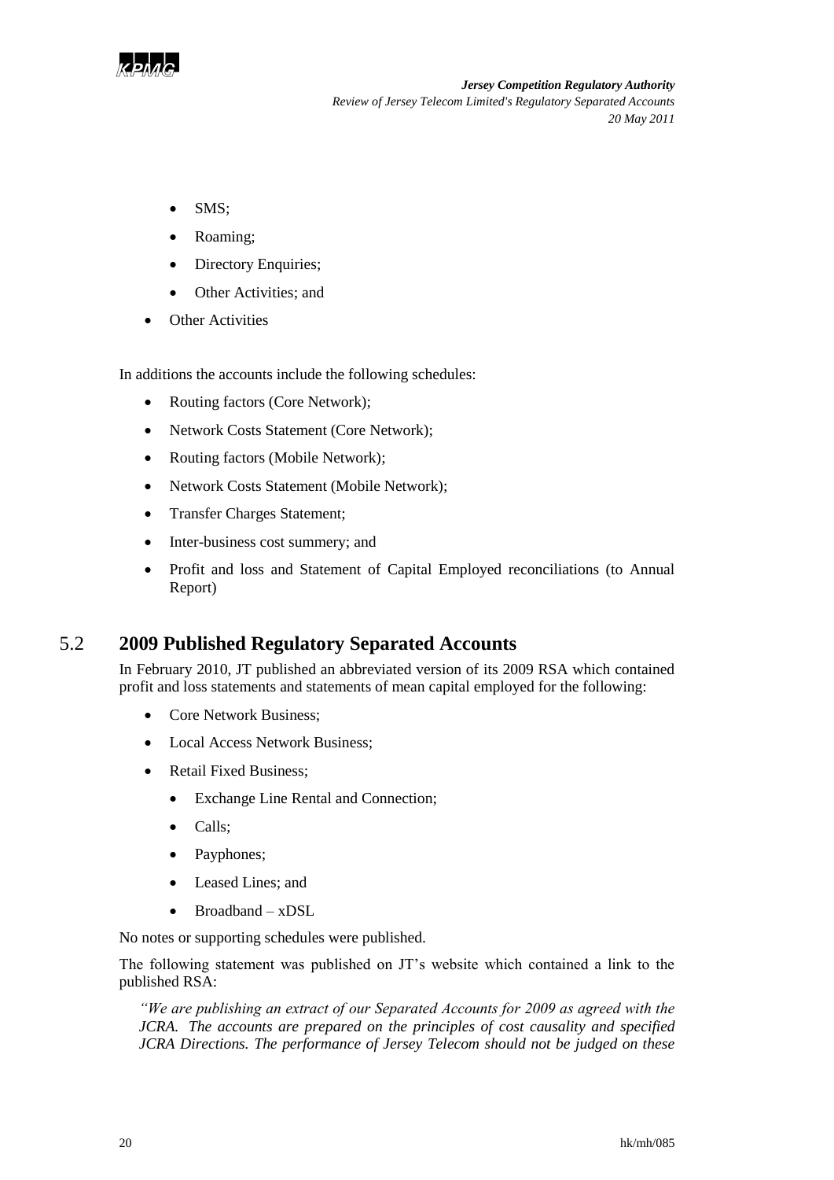- SMS;
- Roaming;
- Directory Enquiries;
- Other Activities; and
- Other Activities

In additions the accounts include the following schedules:

- Routing factors (Core Network);
- Network Costs Statement (Core Network);
- Routing factors (Mobile Network);
- Network Costs Statement (Mobile Network);
- Transfer Charges Statement;
- Inter-business cost summery; and
- Profit and loss and Statement of Capital Employed reconciliations (to Annual Report)

## 5.2 2009 Published Regulatory Separated Accounts

In February 2010, JT published an abbreviated version of its 2009 RSA which contained profit and loss statements and statements of mean capital employed for the following:

- Core Network Business;
- Local Access Network Business;
- Retail Fixed Business;
  - Exchange Line Rental and Connection;
  - Calls;
  - Payphones;
  - Leased Lines; and
  - Broadband – xDSL

No notes or supporting schedules were published.

The following statement was published on JT's website which contained a link to the published RSA:

*"We are publishing an extract of our Separated Accounts for 2009 as agreed with the JCRA. The accounts are prepared on the principles of cost causality and specified JCRA Directions. The performance of Jersey Telecom should not be judged on these*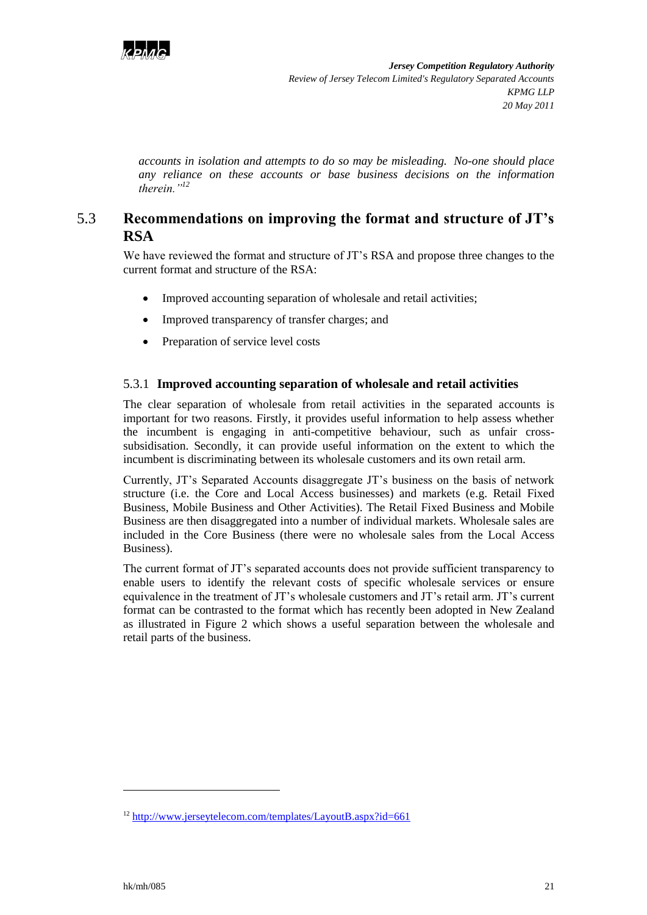*accounts in isolation and attempts to do so may be misleading. No-one should place any reliance on these accounts or base business decisions on the information therein."*[12]

## 5.3 Recommendations on improving the format and structure of JT's RSA

We have reviewed the format and structure of JT's RSA and propose three changes to the current format and structure of the RSA:

- Improved accounting separation of wholesale and retail activities;
- Improved transparency of transfer charges; and
- Preparation of service level costs

### 5.3.1 Improved accounting separation of wholesale and retail activities

The clear separation of wholesale from retail activities in the separated accounts is important for two reasons. Firstly, it provides useful information to help assess whether the incumbent is engaging in anti-competitive behaviour, such as unfair cross-subsidisation. Secondly, it can provide useful information on the extent to which the incumbent is discriminating between its wholesale customers and its own retail arm.

Currently, JT's Separated Accounts disaggregate JT's business on the basis of network structure (i.e. the Core and Local Access businesses) and markets (e.g. Retail Fixed Business, Mobile Business and Other Activities). The Retail Fixed Business and Mobile Business are then disaggregated into a number of individual markets. Wholesale sales are included in the Core Business (there were no wholesale sales from the Local Access Business).

The current format of JT's separated accounts does not provide sufficient transparency to enable users to identify the relevant costs of specific wholesale services or ensure equivalence in the treatment of JT's wholesale customers and JT's retail arm. JT's current format can be contrasted to the format which has recently been adopted in New Zealand as illustrated in Figure 2 which shows a useful separation between the wholesale and retail parts of the business.

[12] http://www.jerseytelecom.com/templates/LayoutB.aspx?id=661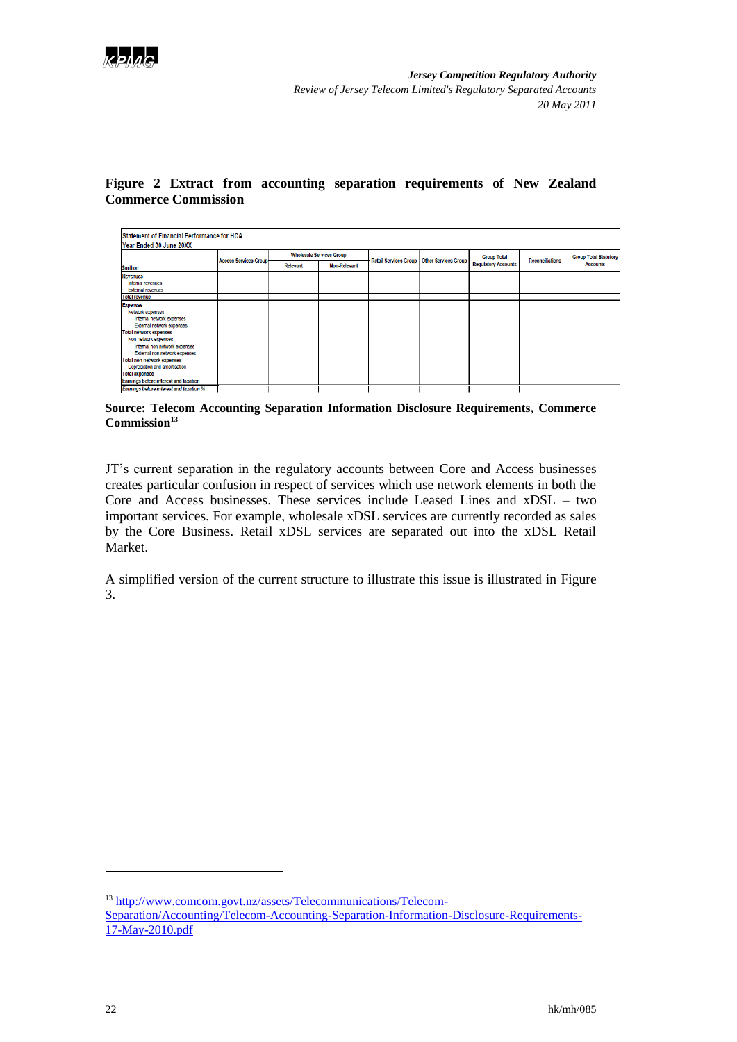**Figure 2 Extract from accounting separation requirements of New Zealand Commerce Commission**

| Statement of Financial Performance for HCA<br>Year Ended 30 June 20XX | | | | | | | | |
|---|---|---|---|---|---|---|---|---|
| | Access Services Group | Wholesale Services Group | | Retail Services Group | Other Services Group | Group Total Regulatory Accounts | Reconciliations | Group Total Statutory Accounts |
| $million | | Relevant | Non-Relevant | | | | | |
| Revenues | | | | | | | | |
| Internal revenues | | | | | | | | |
| External revenues | | | | | | | | |
| Total revenue | | | | | | | | |
| Expenses | | | | | | | | |
| Network expenses | | | | | | | | |
| Internal network expenses | | | | | | | | |
| External network expenses | | | | | | | | |
| Total network expenses | | | | | | | | |
| Non-network expenses | | | | | | | | |
| Internal non-network expenses | | | | | | | | |
| External non-network expenses | | | | | | | | |
| Total non-network expenses | | | | | | | | |
| Depreciation and amortisation | | | | | | | | |
| Total expenses | | | | | | | | |
| Earnings before interest and taxation | | | | | | | | |
| Earnings before interest and taxation % | | | | | | | | |

**Source: Telecom Accounting Separation Information Disclosure Requirements, Commerce Commission[13]**

JT's current separation in the regulatory accounts between Core and Access businesses creates particular confusion in respect of services which use network elements in both the Core and Access businesses. These services include Leased Lines and xDSL – two important services. For example, wholesale xDSL services are currently recorded as sales by the Core Business. Retail xDSL services are separated out into the xDSL Retail Market.

A simplified version of the current structure to illustrate this issue is illustrated in Figure 3.

[13] http://www.comcom.govt.nz/assets/Telecommunications/Telecom-Separation/Accounting/Telecom-Accounting-Separation-Information-Disclosure-Requirements-17-May-2010.pdf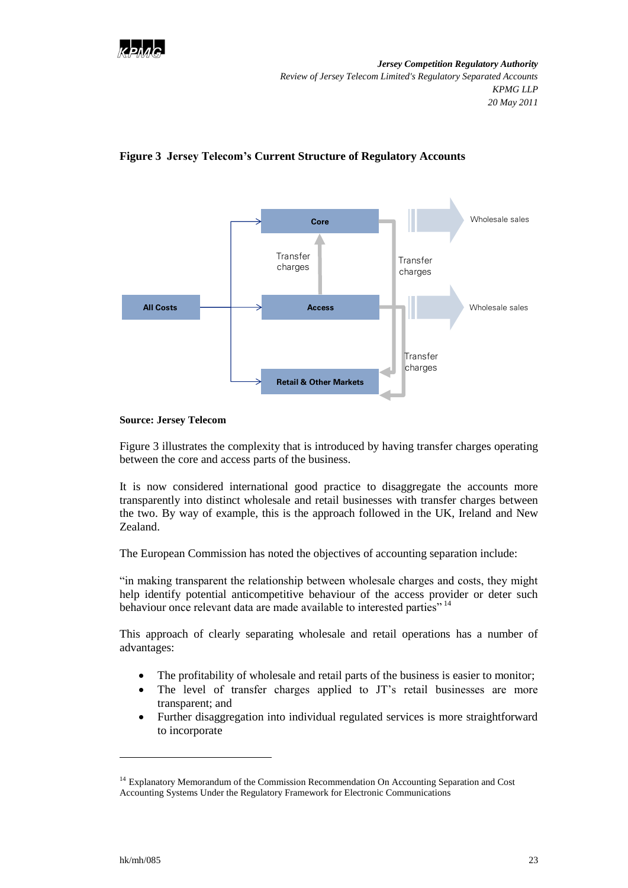**Figure 3 Jersey Telecom's Current Structure of Regulatory Accounts**

All Costs

Core

Access

Retail & Other Markets

Transfer charges

Transfer charges

Transfer charges

Wholesale sales

Wholesale sales

**Source: Jersey Telecom**

Figure 3 illustrates the complexity that is introduced by having transfer charges operating between the core and access parts of the business.

It is now considered international good practice to disaggregate the accounts more transparently into distinct wholesale and retail businesses with transfer charges between the two. By way of example, this is the approach followed in the UK, Ireland and New Zealand.

The European Commission has noted the objectives of accounting separation include:

"in making transparent the relationship between wholesale charges and costs, they might help identify potential anticompetitive behaviour of the access provider or deter such behaviour once relevant data are made available to interested parties" [14]

This approach of clearly separating wholesale and retail operations has a number of advantages:

- The profitability of wholesale and retail parts of the business is easier to monitor;
- The level of transfer charges applied to JT's retail businesses are more transparent; and
- Further disaggregation into individual regulated services is more straightforward to incorporate

[14] Explanatory Memorandum of the Commission Recommendation On Accounting Separation and Cost Accounting Systems Under the Regulatory Framework for Electronic Communications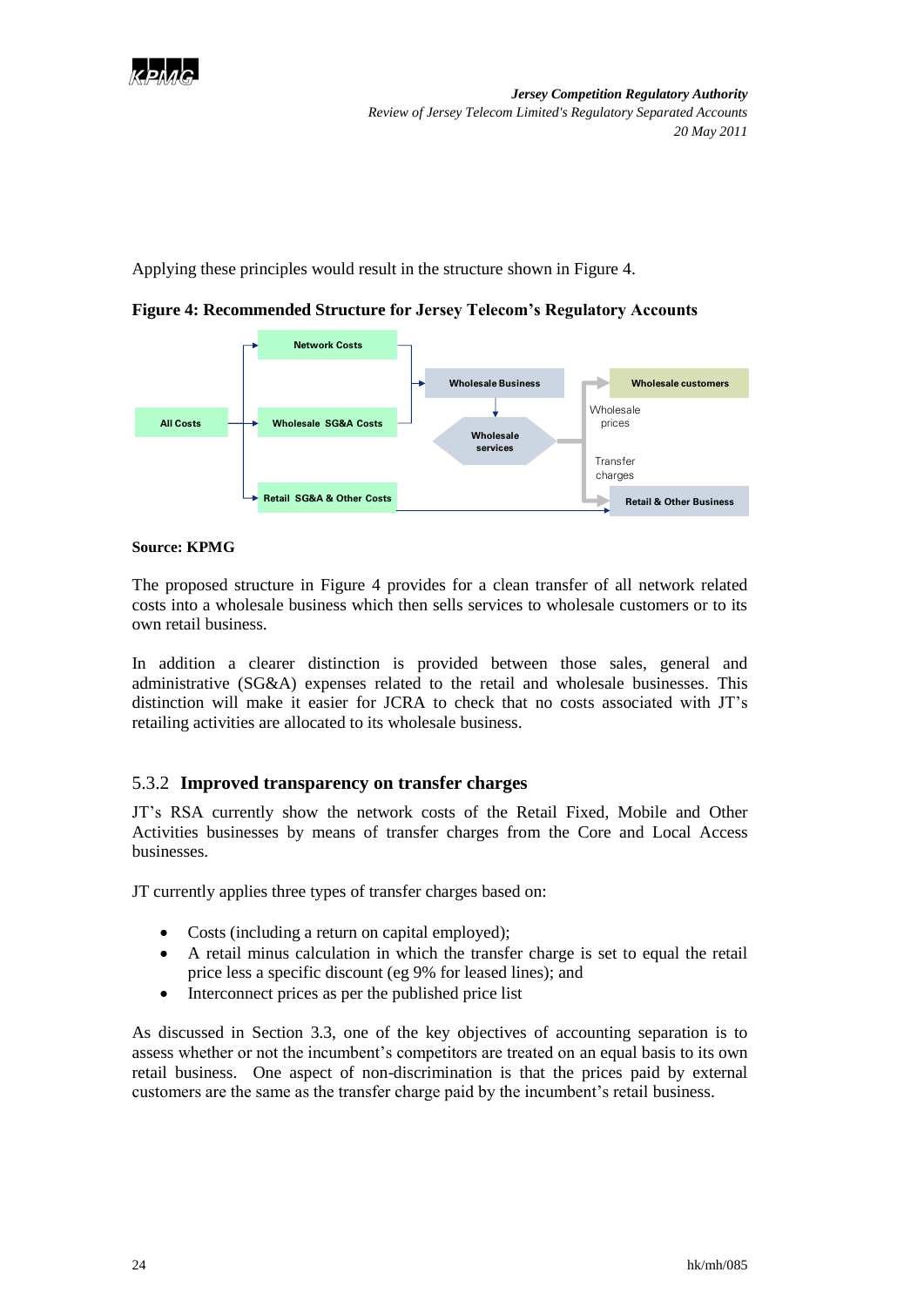Applying these principles would result in the structure shown in Figure 4.

**Figure 4: Recommended Structure for Jersey Telecom's Regulatory Accounts**

**Source: KPMG**

The proposed structure in Figure 4 provides for a clean transfer of all network related costs into a wholesale business which then sells services to wholesale customers or to its own retail business.

In addition a clearer distinction is provided between those sales, general and administrative (SG&A) expenses related to the retail and wholesale businesses. This distinction will make it easier for JCRA to check that no costs associated with JT's retailing activities are allocated to its wholesale business.

### 5.3.2 **Improved transparency on transfer charges**

JT's RSA currently show the network costs of the Retail Fixed, Mobile and Other Activities businesses by means of transfer charges from the Core and Local Access businesses.

JT currently applies three types of transfer charges based on:

- Costs (including a return on capital employed);
- A retail minus calculation in which the transfer charge is set to equal the retail price less a specific discount (eg 9% for leased lines); and
- Interconnect prices as per the published price list

As discussed in Section 3.3, one of the key objectives of accounting separation is to assess whether or not the incumbent's competitors are treated on an equal basis to its own retail business. One aspect of non-discrimination is that the prices paid by external customers are the same as the transfer charge paid by the incumbent's retail business.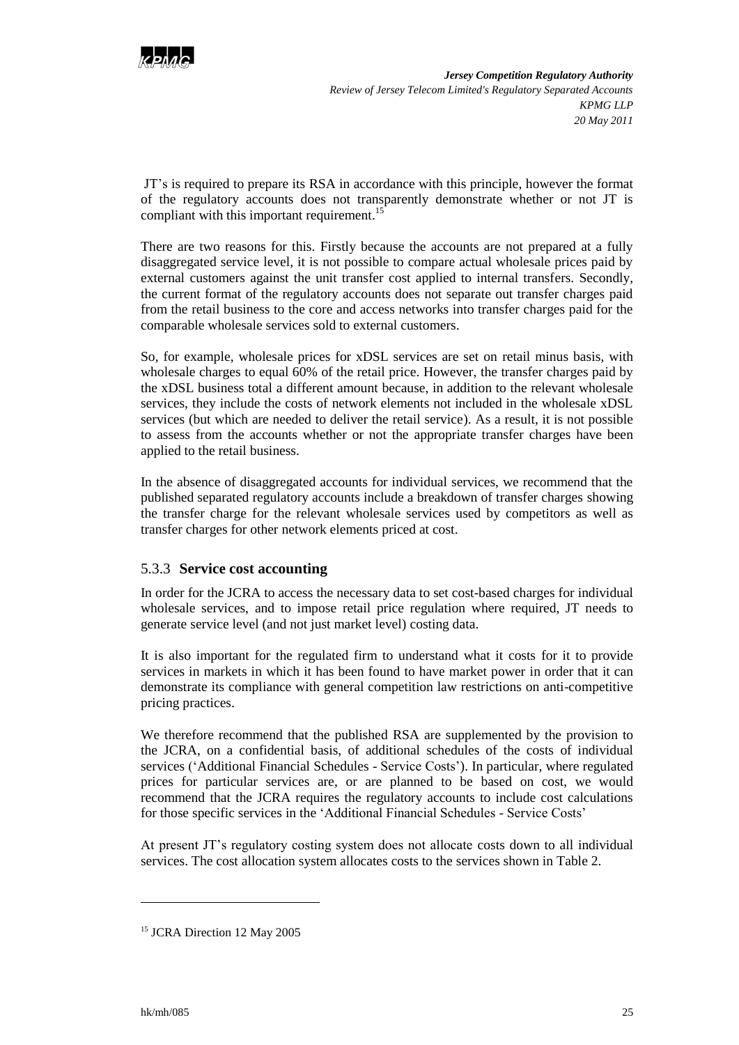JT's is required to prepare its RSA in accordance with this principle, however the format of the regulatory accounts does not transparently demonstrate whether or not JT is compliant with this important requirement.[15]

There are two reasons for this. Firstly because the accounts are not prepared at a fully disaggregated service level, it is not possible to compare actual wholesale prices paid by external customers against the unit transfer cost applied to internal transfers. Secondly, the current format of the regulatory accounts does not separate out transfer charges paid from the retail business to the core and access networks into transfer charges paid for the comparable wholesale services sold to external customers.

So, for example, wholesale prices for xDSL services are set on retail minus basis, with wholesale charges to equal 60% of the retail price. However, the transfer charges paid by the xDSL business total a different amount because, in addition to the relevant wholesale services, they include the costs of network elements not included in the wholesale xDSL services (but which are needed to deliver the retail service). As a result, it is not possible to assess from the accounts whether or not the appropriate transfer charges have been applied to the retail business.

In the absence of disaggregated accounts for individual services, we recommend that the published separated regulatory accounts include a breakdown of transfer charges showing the transfer charge for the relevant wholesale services used by competitors as well as transfer charges for other network elements priced at cost.

### 5.3.3 **Service cost accounting**

In order for the JCRA to access the necessary data to set cost-based charges for individual wholesale services, and to impose retail price regulation where required, JT needs to generate service level (and not just market level) costing data.

It is also important for the regulated firm to understand what it costs for it to provide services in markets in which it has been found to have market power in order that it can demonstrate its compliance with general competition law restrictions on anti-competitive pricing practices.

We therefore recommend that the published RSA are supplemented by the provision to the JCRA, on a confidential basis, of additional schedules of the costs of individual services ('Additional Financial Schedules - Service Costs'). In particular, where regulated prices for particular services are, or are planned to be based on cost, we would recommend that the JCRA requires the regulatory accounts to include cost calculations for those specific services in the 'Additional Financial Schedules - Service Costs'

At present JT's regulatory costing system does not allocate costs down to all individual services. The cost allocation system allocates costs to the services shown in Table 2.

---

[15] JCRA Direction 12 May 2005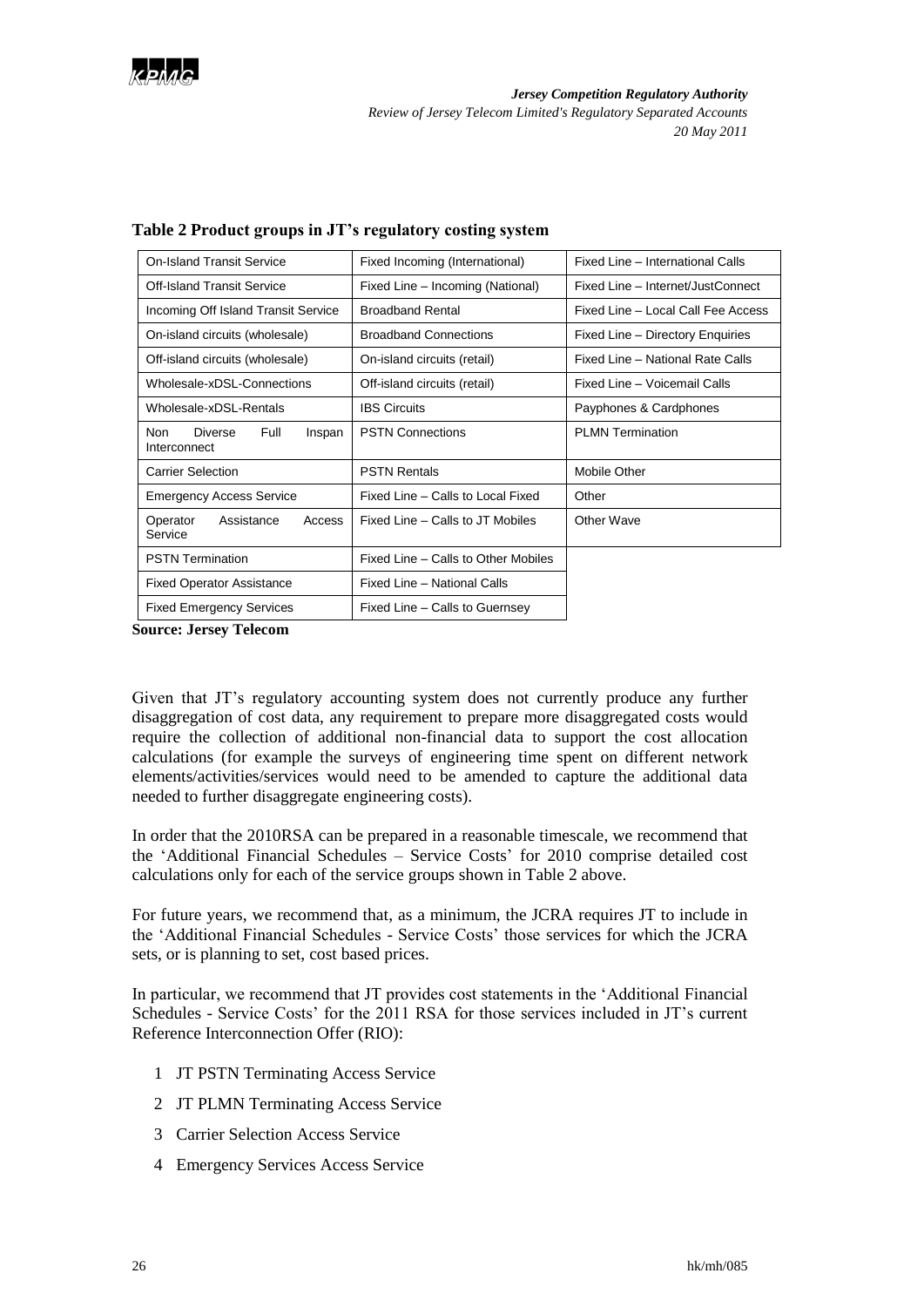**Table 2 Product groups in JT's regulatory costing system**

| | | |
|---|---|---|
| On-Island Transit Service | Fixed Incoming (International) | Fixed Line – International Calls |
| Off-Island Transit Service | Fixed Line – Incoming (National) | Fixed Line – Internet/JustConnect |
| Incoming Off Island Transit Service | Broadband Rental | Fixed Line – Local Call Fee Access |
| On-island circuits (wholesale) | Broadband Connections | Fixed Line – Directory Enquiries |
| Off-island circuits (wholesale) | On-island circuits (retail) | Fixed Line – National Rate Calls |
| Wholesale-xDSL-Connections | Off-island circuits (retail) | Fixed Line – Voicemail Calls |
| Wholesale-xDSL-Rentals | IBS Circuits | Payphones & Cardphones |
| Non Diverse Full Inspan Interconnect | PSTN Connections | PLMN Termination |
| Carrier Selection | PSTN Rentals | Mobile Other |
| Emergency Access Service | Fixed Line – Calls to Local Fixed | Other |
| Operator Assistance Access Service | Fixed Line – Calls to JT Mobiles | Other Wave |
| PSTN Termination | Fixed Line – Calls to Other Mobiles | |
| Fixed Operator Assistance | Fixed Line – National Calls | |
| Fixed Emergency Services | Fixed Line – Calls to Guernsey | |

**Source: Jersey Telecom**

Given that JT's regulatory accounting system does not currently produce any further disaggregation of cost data, any requirement to prepare more disaggregated costs would require the collection of additional non-financial data to support the cost allocation calculations (for example the surveys of engineering time spent on different network elements/activities/services would need to be amended to capture the additional data needed to further disaggregate engineering costs).

In order that the 2010RSA can be prepared in a reasonable timescale, we recommend that the 'Additional Financial Schedules – Service Costs' for 2010 comprise detailed cost calculations only for each of the service groups shown in Table 2 above.

For future years, we recommend that, as a minimum, the JCRA requires JT to include in the 'Additional Financial Schedules - Service Costs' those services for which the JCRA sets, or is planning to set, cost based prices.

In particular, we recommend that JT provides cost statements in the 'Additional Financial Schedules - Service Costs' for the 2011 RSA for those services included in JT's current Reference Interconnection Offer (RIO):

1. JT PSTN Terminating Access Service
2. JT PLMN Terminating Access Service
3. Carrier Selection Access Service
4. Emergency Services Access Service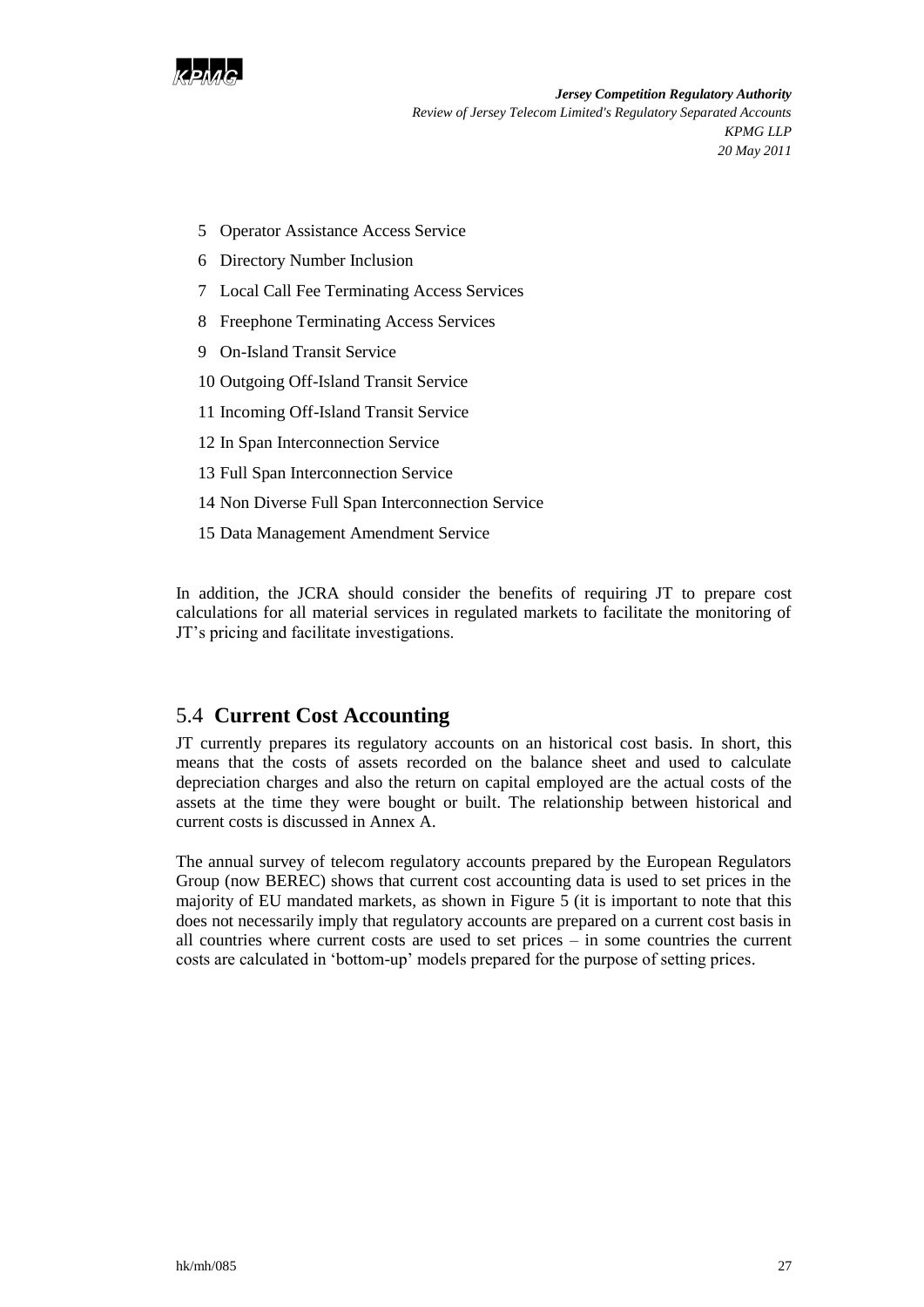5 Operator Assistance Access Service

6 Directory Number Inclusion

7 Local Call Fee Terminating Access Services

8 Freephone Terminating Access Services

9 On-Island Transit Service

10 Outgoing Off-Island Transit Service

11 Incoming Off-Island Transit Service

12 In Span Interconnection Service

13 Full Span Interconnection Service

14 Non Diverse Full Span Interconnection Service

15 Data Management Amendment Service

In addition, the JCRA should consider the benefits of requiring JT to prepare cost calculations for all material services in regulated markets to facilitate the monitoring of JT's pricing and facilitate investigations.

## 5.4 Current Cost Accounting

JT currently prepares its regulatory accounts on an historical cost basis. In short, this means that the costs of assets recorded on the balance sheet and used to calculate depreciation charges and also the return on capital employed are the actual costs of the assets at the time they were bought or built. The relationship between historical and current costs is discussed in Annex A.

The annual survey of telecom regulatory accounts prepared by the European Regulators Group (now BEREC) shows that current cost accounting data is used to set prices in the majority of EU mandated markets, as shown in Figure 5 (it is important to note that this does not necessarily imply that regulatory accounts are prepared on a current cost basis in all countries where current costs are used to set prices – in some countries the current costs are calculated in 'bottom-up' models prepared for the purpose of setting prices.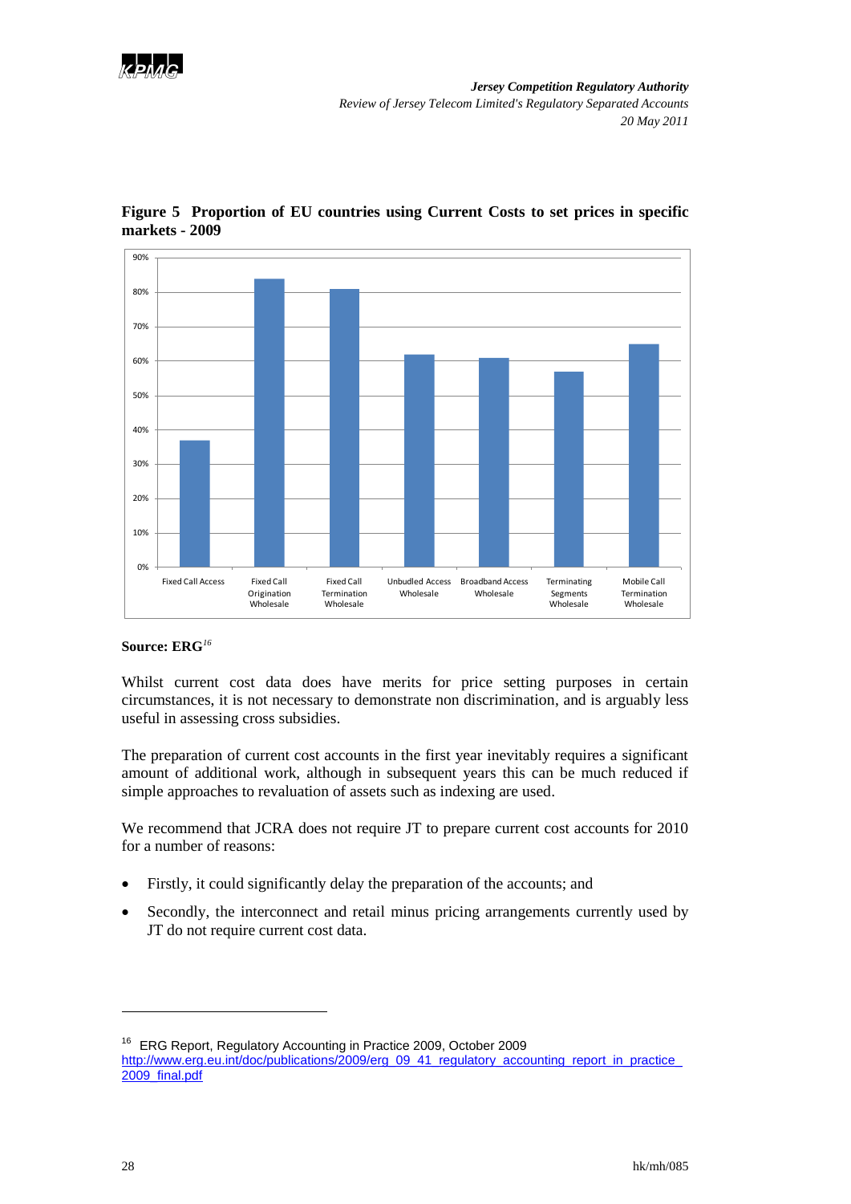**Figure 5 Proportion of EU countries using Current Costs to set prices in specific markets - 2009**

**Source: ERG**[16]

Whilst current cost data does have merits for price setting purposes in certain circumstances, it is not necessary to demonstrate non discrimination, and is arguably less useful in assessing cross subsidies.

The preparation of current cost accounts in the first year inevitably requires a significant amount of additional work, although in subsequent years this can be much reduced if simple approaches to revaluation of assets such as indexing are used.

We recommend that JCRA does not require JT to prepare current cost accounts for 2010 for a number of reasons:

- Firstly, it could significantly delay the preparation of the accounts; and
- Secondly, the interconnect and retail minus pricing arrangements currently used by JT do not require current cost data.

---

[16] ERG Report, Regulatory Accounting in Practice 2009, October 2009
http://www.erg.eu.int/doc/publications/2009/erg_09_41_regulatory_accounting_report_in_practice_2009_final.pdf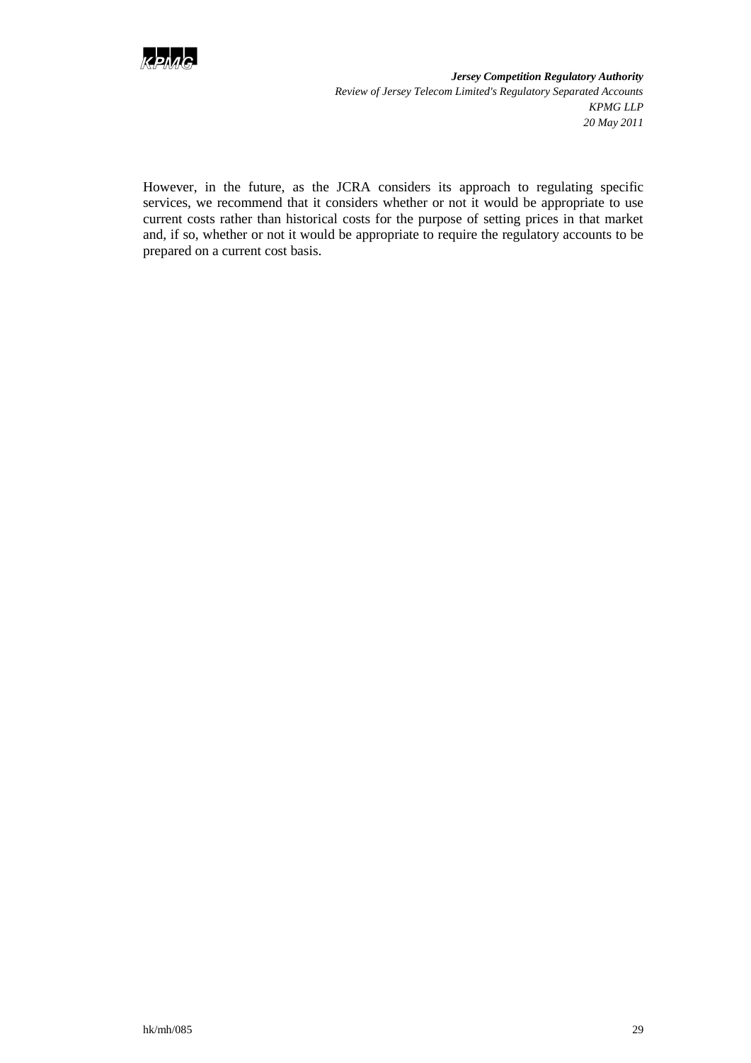However, in the future, as the JCRA considers its approach to regulating specific services, we recommend that it considers whether or not it would be appropriate to use current costs rather than historical costs for the purpose of setting prices in that market and, if so, whether or not it would be appropriate to require the regulatory accounts to be prepared on a current cost basis.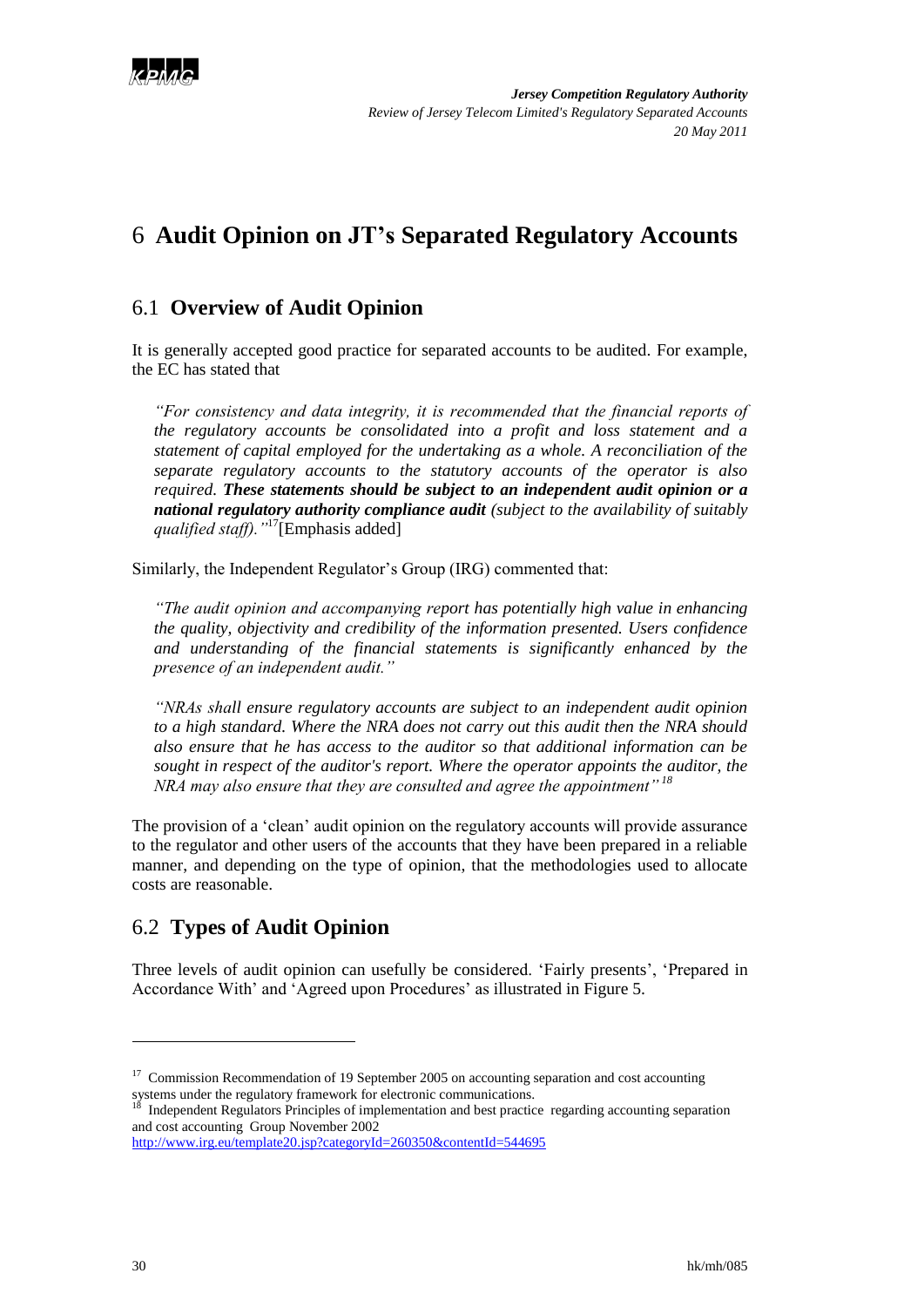# 6 Audit Opinion on JT's Separated Regulatory Accounts

## 6.1 Overview of Audit Opinion

It is generally accepted good practice for separated accounts to be audited. For example, the EC has stated that

> *"For consistency and data integrity, it is recommended that the financial reports of the regulatory accounts be consolidated into a profit and loss statement and a statement of capital employed for the undertaking as a whole. A reconciliation of the separate regulatory accounts to the statutory accounts of the operator is also required.* ***These statements should be subject to an independent audit opinion or a national regulatory authority compliance audit*** *(subject to the availability of suitably qualified staff)."*[17] [Emphasis added]

Similarly, the Independent Regulator's Group (IRG) commented that:

> *"The audit opinion and accompanying report has potentially high value in enhancing the quality, objectivity and credibility of the information presented. Users confidence and understanding of the financial statements is significantly enhanced by the presence of an independent audit."*
>
> *"NRAs shall ensure regulatory accounts are subject to an independent audit opinion to a high standard. Where the NRA does not carry out this audit then the NRA should also ensure that he has access to the auditor so that additional information can be sought in respect of the auditor's report. Where the operator appoints the auditor, the NRA may also ensure that they are consulted and agree the appointment"*[18]

The provision of a 'clean' audit opinion on the regulatory accounts will provide assurance to the regulator and other users of the accounts that they have been prepared in a reliable manner, and depending on the type of opinion, that the methodologies used to allocate costs are reasonable.

## 6.2 Types of Audit Opinion

Three levels of audit opinion can usefully be considered. 'Fairly presents', 'Prepared in Accordance With' and 'Agreed upon Procedures' as illustrated in Figure 5.

---

[17] Commission Recommendation of 19 September 2005 on accounting separation and cost accounting systems under the regulatory framework for electronic communications.

[18] Independent Regulators Principles of implementation and best practice regarding accounting separation and cost accounting Group November 2002 http://www.irg.eu/template20.jsp?categoryId=260350&contentId=544695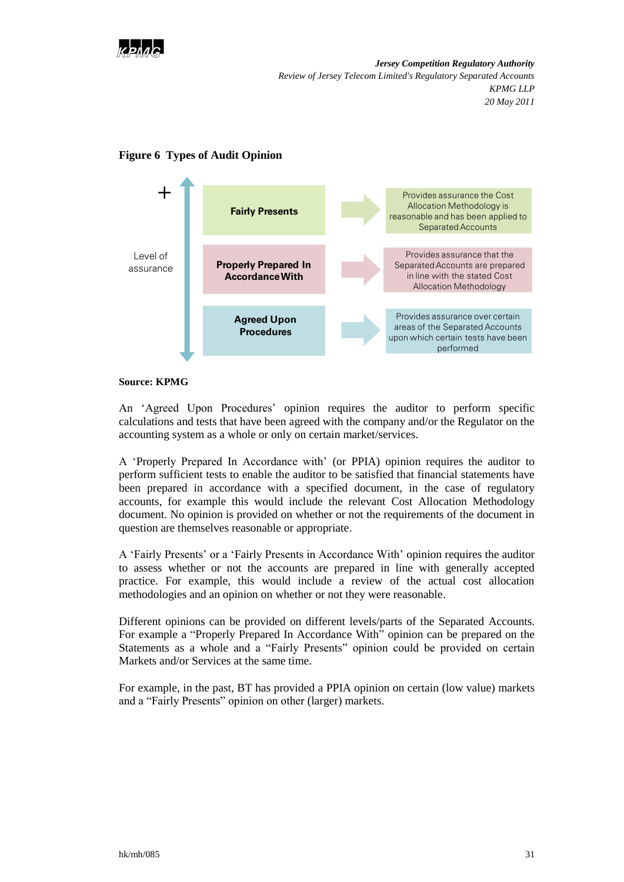**Figure 6 Types of Audit Opinion**

| Level of assurance | Type of opinion | Description |
| --- | --- | --- |
| + | Fairly Presents | Provides assurance the Cost Allocation Methodology is reasonable and has been applied to Separated Accounts |
| | Properly Prepared In Accordance With | Provides assurance that the Separated Accounts are prepared in line with the stated Cost Allocation Methodology |
| | Agreed Upon Procedures | Provides assurance over certain areas of the Separated Accounts upon which certain tests have been performed |

**Source: KPMG**

An 'Agreed Upon Procedures' opinion requires the auditor to perform specific calculations and tests that have been agreed with the company and/or the Regulator on the accounting system as a whole or only on certain market/services.

A 'Properly Prepared In Accordance with' (or PPIA) opinion requires the auditor to perform sufficient tests to enable the auditor to be satisfied that financial statements have been prepared in accordance with a specified document, in the case of regulatory accounts, for example this would include the relevant Cost Allocation Methodology document. No opinion is provided on whether or not the requirements of the document in question are themselves reasonable or appropriate.

A 'Fairly Presents' or a 'Fairly Presents in Accordance With' opinion requires the auditor to assess whether or not the accounts are prepared in line with generally accepted practice. For example, this would include a review of the actual cost allocation methodologies and an opinion on whether or not they were reasonable.

Different opinions can be provided on different levels/parts of the Separated Accounts. For example a "Properly Prepared In Accordance With" opinion can be prepared on the Statements as a whole and a "Fairly Presents" opinion could be provided on certain Markets and/or Services at the same time.

For example, in the past, BT has provided a PPIA opinion on certain (low value) markets and a "Fairly Presents" opinion on other (larger) markets.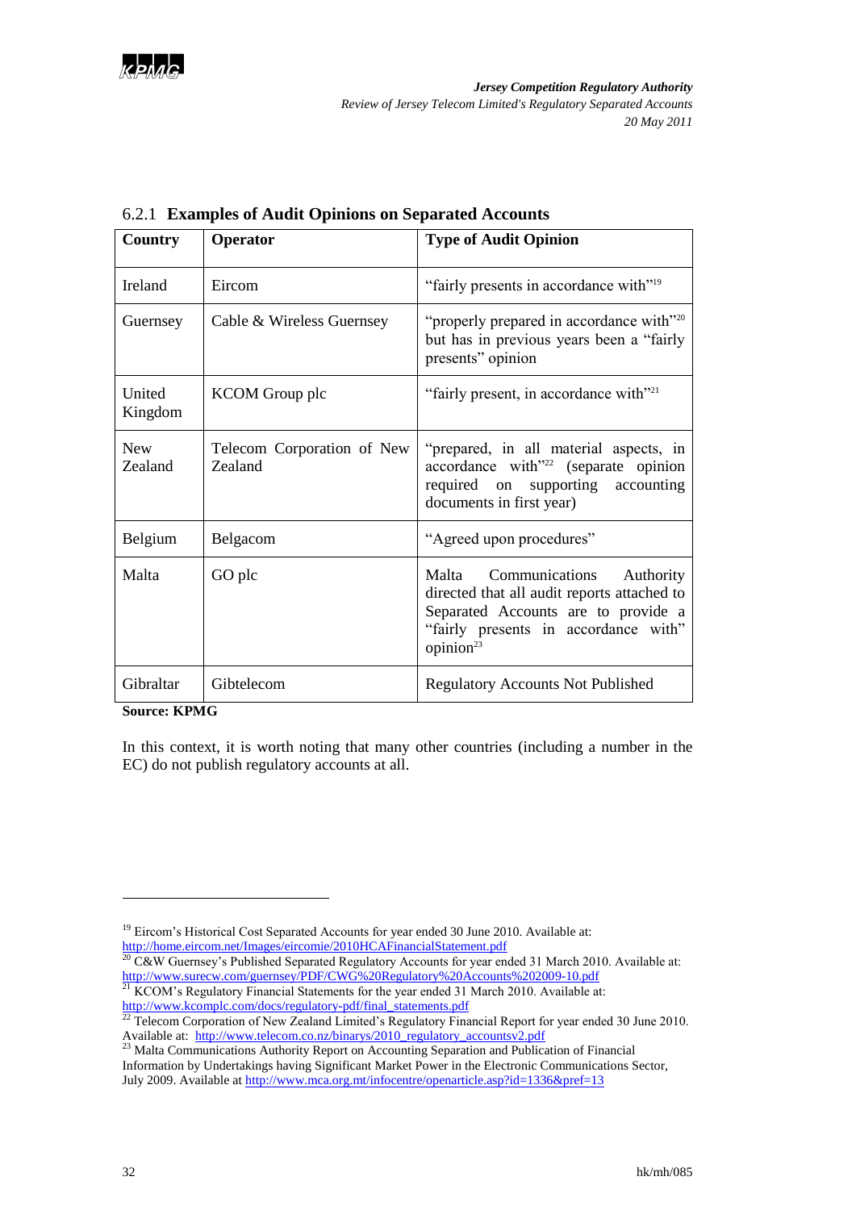### 6.2.1 **Examples of Audit Opinions on Separated Accounts**

| Country | Operator | Type of Audit Opinion |
|---|---|---|
| Ireland | Eircom | "fairly presents in accordance with"[19] |
| Guernsey | Cable & Wireless Guernsey | "properly prepared in accordance with"[20] but has in previous years been a "fairly presents" opinion |
| United Kingdom | KCOM Group plc | "fairly present, in accordance with"[21] |
| New Zealand | Telecom Corporation of New Zealand | "prepared, in all material aspects, in accordance with"[22] (separate opinion required on supporting accounting documents in first year) |
| Belgium | Belgacom | "Agreed upon procedures" |
| Malta | GO plc | Malta Communications Authority directed that all audit reports attached to Separated Accounts are to provide a "fairly presents in accordance with" opinion[23] |
| Gibraltar | Gibtelecom | Regulatory Accounts Not Published |

**Source: KPMG**

In this context, it is worth noting that many other countries (including a number in the EC) do not publish regulatory accounts at all.

---

[19] Eircom's Historical Cost Separated Accounts for year ended 30 June 2010. Available at: http://home.eircom.net/Images/eircomie/2010HCAFinancialStatement.pdf

[20] C&W Guernsey's Published Separated Regulatory Accounts for year ended 31 March 2010. Available at: http://www.surecw.com/guernsey/PDF/CWG%20Regulatory%20Accounts%202009-10.pdf

[21] KCOM's Regulatory Financial Statements for the year ended 31 March 2010. Available at: http://www.kcomplc.com/docs/regulatory-pdf/final_statements.pdf

[22] Telecom Corporation of New Zealand Limited's Regulatory Financial Report for year ended 30 June 2010. Available at: http://www.telecom.co.nz/binarys/2010_regulatory_accountsv2.pdf

[23] Malta Communications Authority Report on Accounting Separation and Publication of Financial Information by Undertakings having Significant Market Power in the Electronic Communications Sector, July 2009. Available at http://www.mca.org.mt/infocentre/openarticle.asp?id=1336&pref=13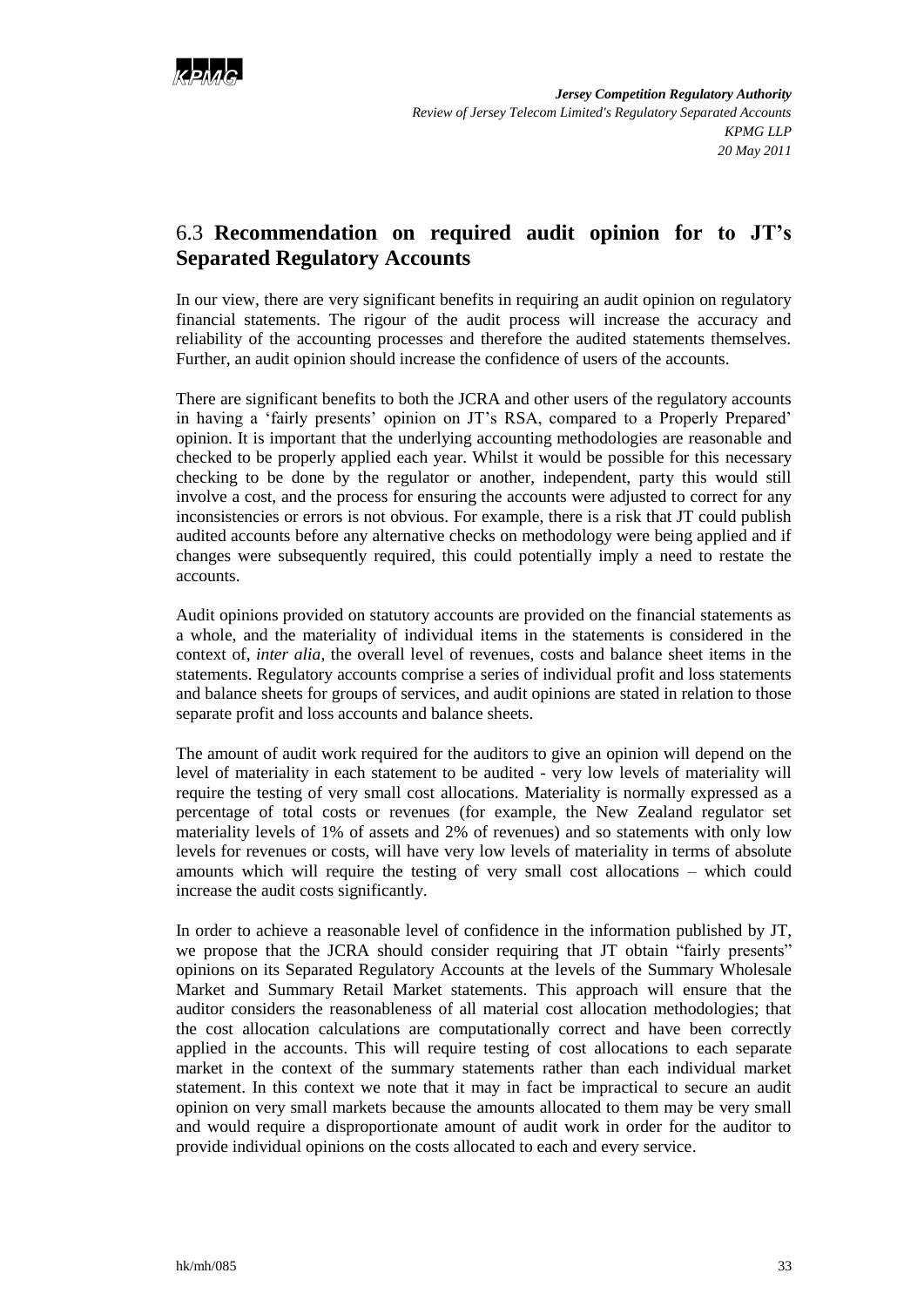## 6.3 **Recommendation on required audit opinion for to JT's Separated Regulatory Accounts**

In our view, there are very significant benefits in requiring an audit opinion on regulatory financial statements. The rigour of the audit process will increase the accuracy and reliability of the accounting processes and therefore the audited statements themselves. Further, an audit opinion should increase the confidence of users of the accounts.

There are significant benefits to both the JCRA and other users of the regulatory accounts in having a 'fairly presents' opinion on JT's RSA, compared to a Properly Prepared' opinion. It is important that the underlying accounting methodologies are reasonable and checked to be properly applied each year. Whilst it would be possible for this necessary checking to be done by the regulator or another, independent, party this would still involve a cost, and the process for ensuring the accounts were adjusted to correct for any inconsistencies or errors is not obvious. For example, there is a risk that JT could publish audited accounts before any alternative checks on methodology were being applied and if changes were subsequently required, this could potentially imply a need to restate the accounts.

Audit opinions provided on statutory accounts are provided on the financial statements as a whole, and the materiality of individual items in the statements is considered in the context of, *inter alia*, the overall level of revenues, costs and balance sheet items in the statements. Regulatory accounts comprise a series of individual profit and loss statements and balance sheets for groups of services, and audit opinions are stated in relation to those separate profit and loss accounts and balance sheets.

The amount of audit work required for the auditors to give an opinion will depend on the level of materiality in each statement to be audited - very low levels of materiality will require the testing of very small cost allocations. Materiality is normally expressed as a percentage of total costs or revenues (for example, the New Zealand regulator set materiality levels of 1% of assets and 2% of revenues) and so statements with only low levels for revenues or costs, will have very low levels of materiality in terms of absolute amounts which will require the testing of very small cost allocations – which could increase the audit costs significantly.

In order to achieve a reasonable level of confidence in the information published by JT, we propose that the JCRA should consider requiring that JT obtain "fairly presents" opinions on its Separated Regulatory Accounts at the levels of the Summary Wholesale Market and Summary Retail Market statements. This approach will ensure that the auditor considers the reasonableness of all material cost allocation methodologies; that the cost allocation calculations are computationally correct and have been correctly applied in the accounts. This will require testing of cost allocations to each separate market in the context of the summary statements rather than each individual market statement. In this context we note that it may in fact be impractical to secure an audit opinion on very small markets because the amounts allocated to them may be very small and would require a disproportionate amount of audit work in order for the auditor to provide individual opinions on the costs allocated to each and every service.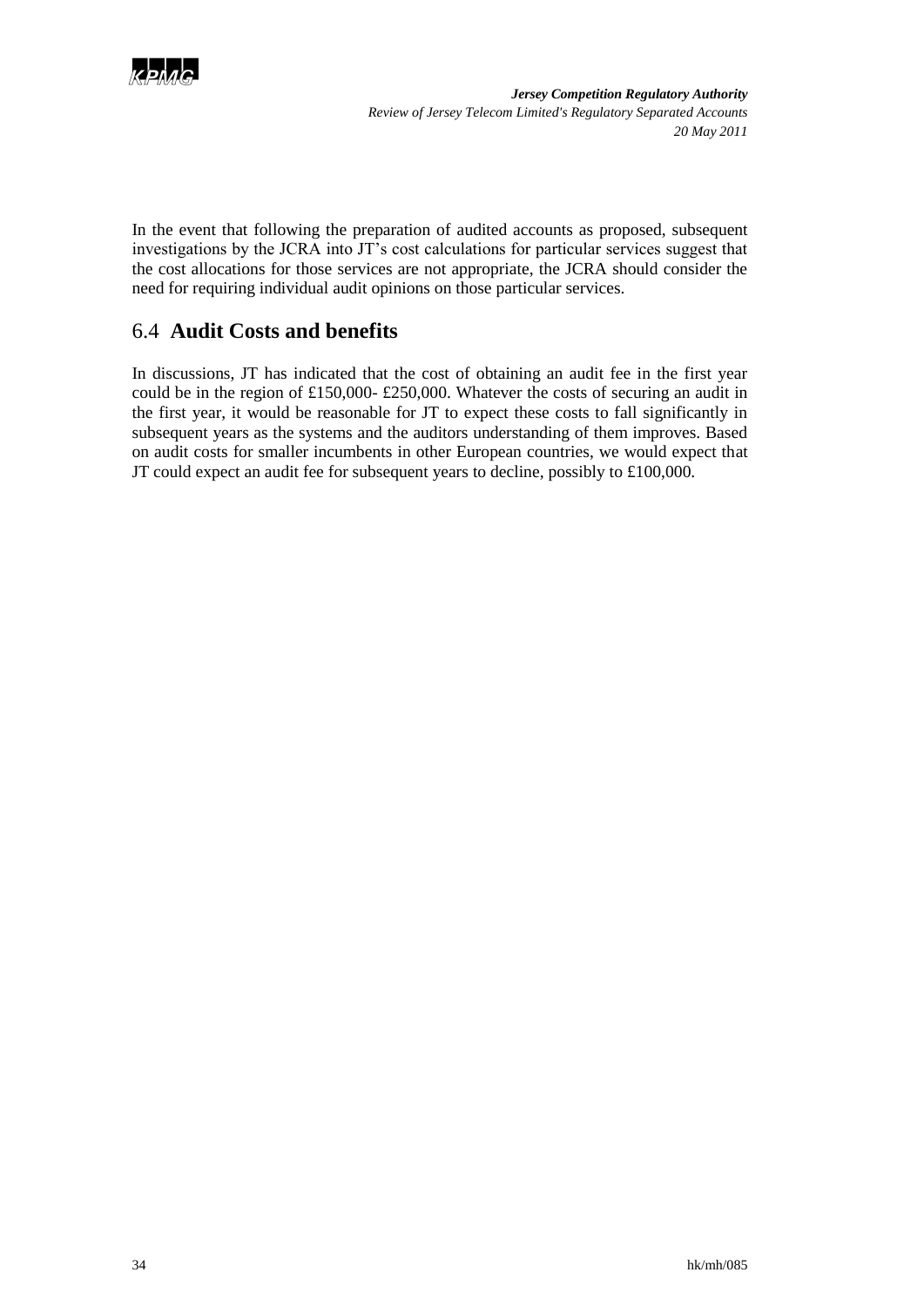In the event that following the preparation of audited accounts as proposed, subsequent investigations by the JCRA into JT's cost calculations for particular services suggest that the cost allocations for those services are not appropriate, the JCRA should consider the need for requiring individual audit opinions on those particular services.

## 6.4 **Audit Costs and benefits**

In discussions, JT has indicated that the cost of obtaining an audit fee in the first year could be in the region of £150,000- £250,000. Whatever the costs of securing an audit in the first year, it would be reasonable for JT to expect these costs to fall significantly in subsequent years as the systems and the auditors understanding of them improves. Based on audit costs for smaller incumbents in other European countries, we would expect that JT could expect an audit fee for subsequent years to decline, possibly to £100,000.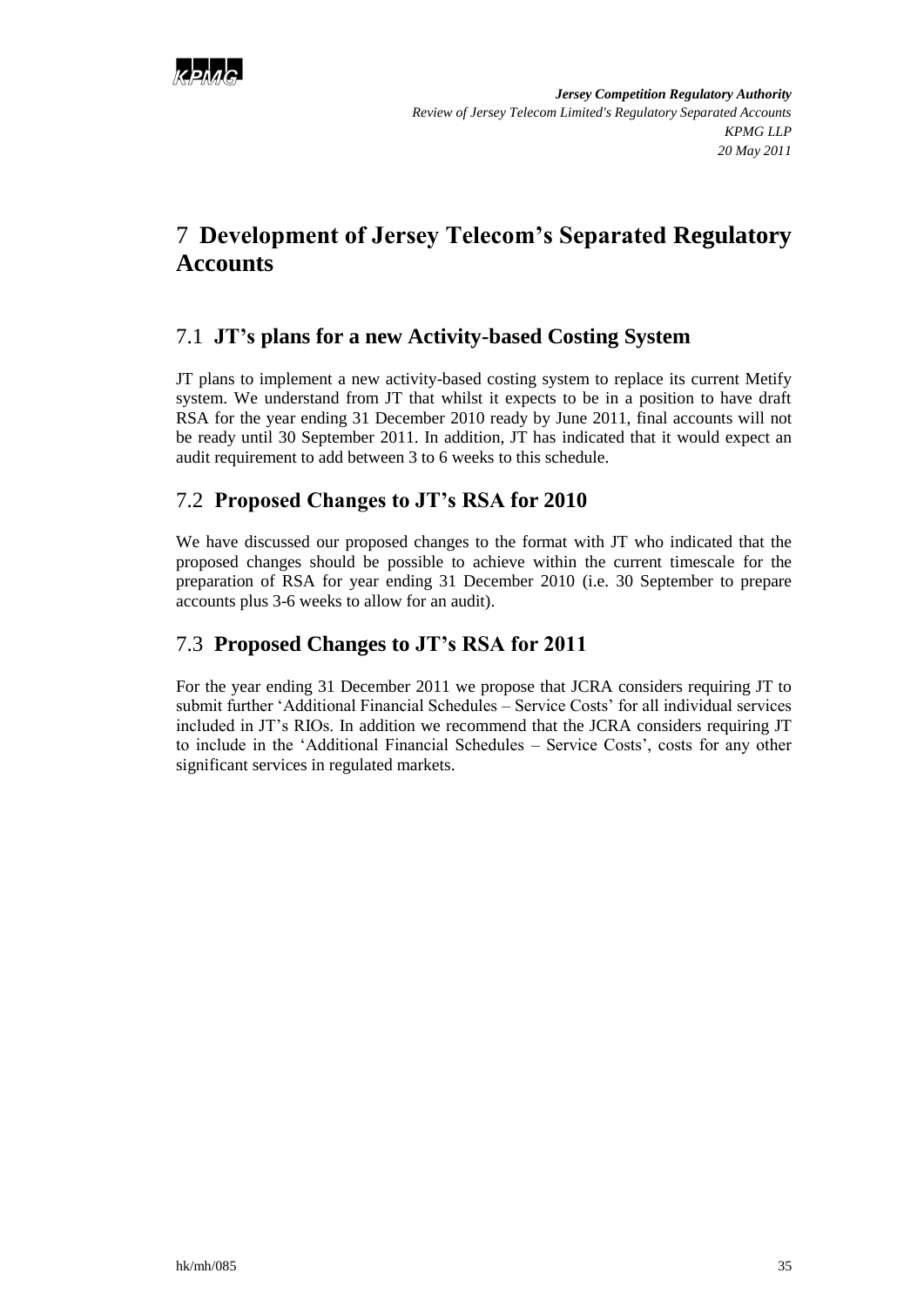# 7 Development of Jersey Telecom's Separated Regulatory Accounts

## 7.1 JT's plans for a new Activity-based Costing System

JT plans to implement a new activity-based costing system to replace its current Metify system. We understand from JT that whilst it expects to be in a position to have draft RSA for the year ending 31 December 2010 ready by June 2011, final accounts will not be ready until 30 September 2011. In addition, JT has indicated that it would expect an audit requirement to add between 3 to 6 weeks to this schedule.

## 7.2 Proposed Changes to JT's RSA for 2010

We have discussed our proposed changes to the format with JT who indicated that the proposed changes should be possible to achieve within the current timescale for the preparation of RSA for year ending 31 December 2010 (i.e. 30 September to prepare accounts plus 3-6 weeks to allow for an audit).

## 7.3 Proposed Changes to JT's RSA for 2011

For the year ending 31 December 2011 we propose that JCRA considers requiring JT to submit further 'Additional Financial Schedules – Service Costs' for all individual services included in JT's RIOs. In addition we recommend that the JCRA considers requiring JT to include in the 'Additional Financial Schedules – Service Costs', costs for any other significant services in regulated markets.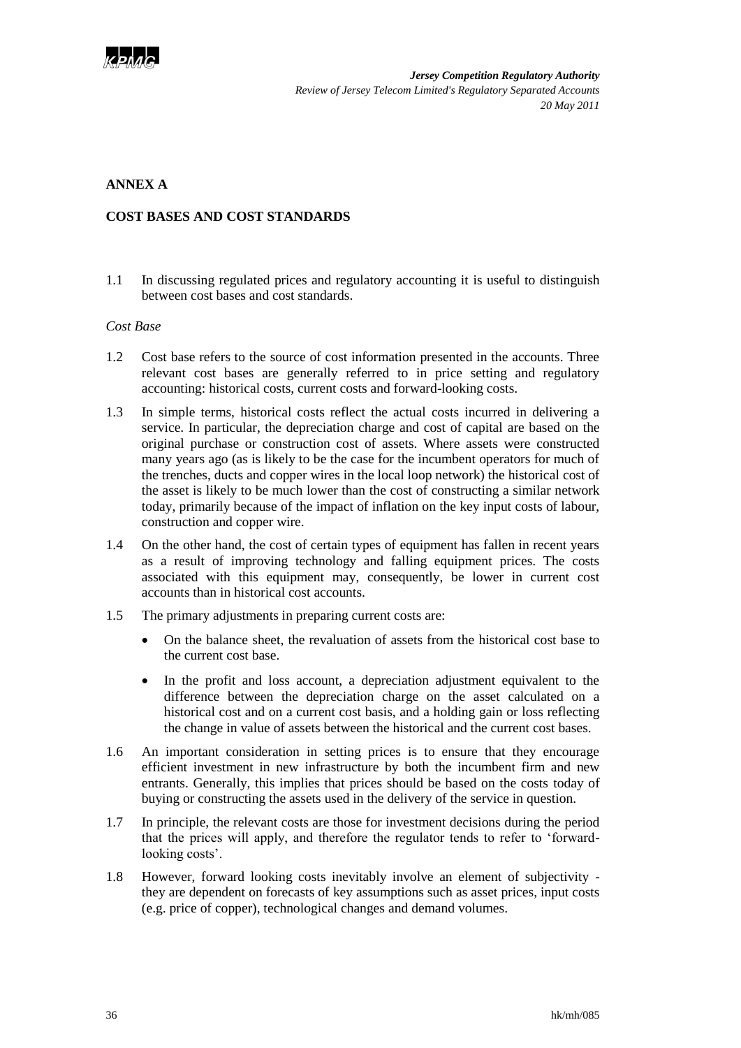## ANNEX A

## COST BASES AND COST STANDARDS

1.1 In discussing regulated prices and regulatory accounting it is useful to distinguish between cost bases and cost standards.

*Cost Base*

1.2 Cost base refers to the source of cost information presented in the accounts. Three relevant cost bases are generally referred to in price setting and regulatory accounting: historical costs, current costs and forward-looking costs.

1.3 In simple terms, historical costs reflect the actual costs incurred in delivering a service. In particular, the depreciation charge and cost of capital are based on the original purchase or construction cost of assets. Where assets were constructed many years ago (as is likely to be the case for the incumbent operators for much of the trenches, ducts and copper wires in the local loop network) the historical cost of the asset is likely to be much lower than the cost of constructing a similar network today, primarily because of the impact of inflation on the key input costs of labour, construction and copper wire.

1.4 On the other hand, the cost of certain types of equipment has fallen in recent years as a result of improving technology and falling equipment prices. The costs associated with this equipment may, consequently, be lower in current cost accounts than in historical cost accounts.

1.5 The primary adjustments in preparing current costs are:

- On the balance sheet, the revaluation of assets from the historical cost base to the current cost base.
- In the profit and loss account, a depreciation adjustment equivalent to the difference between the depreciation charge on the asset calculated on a historical cost and on a current cost basis, and a holding gain or loss reflecting the change in value of assets between the historical and the current cost bases.

1.6 An important consideration in setting prices is to ensure that they encourage efficient investment in new infrastructure by both the incumbent firm and new entrants. Generally, this implies that prices should be based on the costs today of buying or constructing the assets used in the delivery of the service in question.

1.7 In principle, the relevant costs are those for investment decisions during the period that the prices will apply, and therefore the regulator tends to refer to 'forward-looking costs'.

1.8 However, forward looking costs inevitably involve an element of subjectivity - they are dependent on forecasts of key assumptions such as asset prices, input costs (e.g. price of copper), technological changes and demand volumes.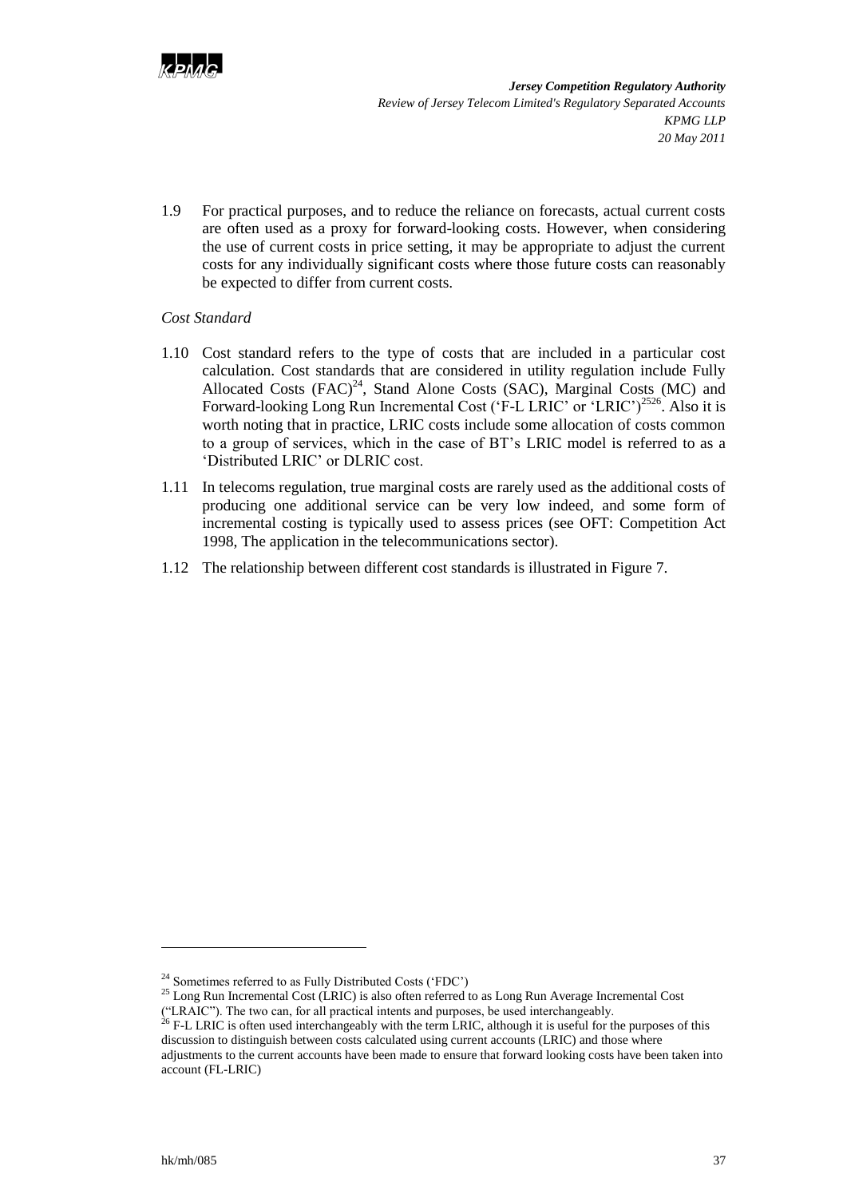1.9 For practical purposes, and to reduce the reliance on forecasts, actual current costs are often used as a proxy for forward-looking costs. However, when considering the use of current costs in price setting, it may be appropriate to adjust the current costs for any individually significant costs where those future costs can reasonably be expected to differ from current costs.

*Cost Standard*

1.10 Cost standard refers to the type of costs that are included in a particular cost calculation. Cost standards that are considered in utility regulation include Fully Allocated Costs (FAC)[24], Stand Alone Costs (SAC), Marginal Costs (MC) and Forward-looking Long Run Incremental Cost ('F-L LRIC' or 'LRIC')[25][26]. Also it is worth noting that in practice, LRIC costs include some allocation of costs common to a group of services, which in the case of BT's LRIC model is referred to as a 'Distributed LRIC' or DLRIC cost.

1.11 In telecoms regulation, true marginal costs are rarely used as the additional costs of producing one additional service can be very low indeed, and some form of incremental costing is typically used to assess prices (see OFT: Competition Act 1998, The application in the telecommunications sector).

1.12 The relationship between different cost standards is illustrated in Figure 7.

---

[24] Sometimes referred to as Fully Distributed Costs ('FDC')

[25] Long Run Incremental Cost (LRIC) is also often referred to as Long Run Average Incremental Cost ("LRAIC"). The two can, for all practical intents and purposes, be used interchangeably.

[26] F-L LRIC is often used interchangeably with the term LRIC, although it is useful for the purposes of this discussion to distinguish between costs calculated using current accounts (LRIC) and those where adjustments to the current accounts have been made to ensure that forward looking costs have been taken into account (FL-LRIC)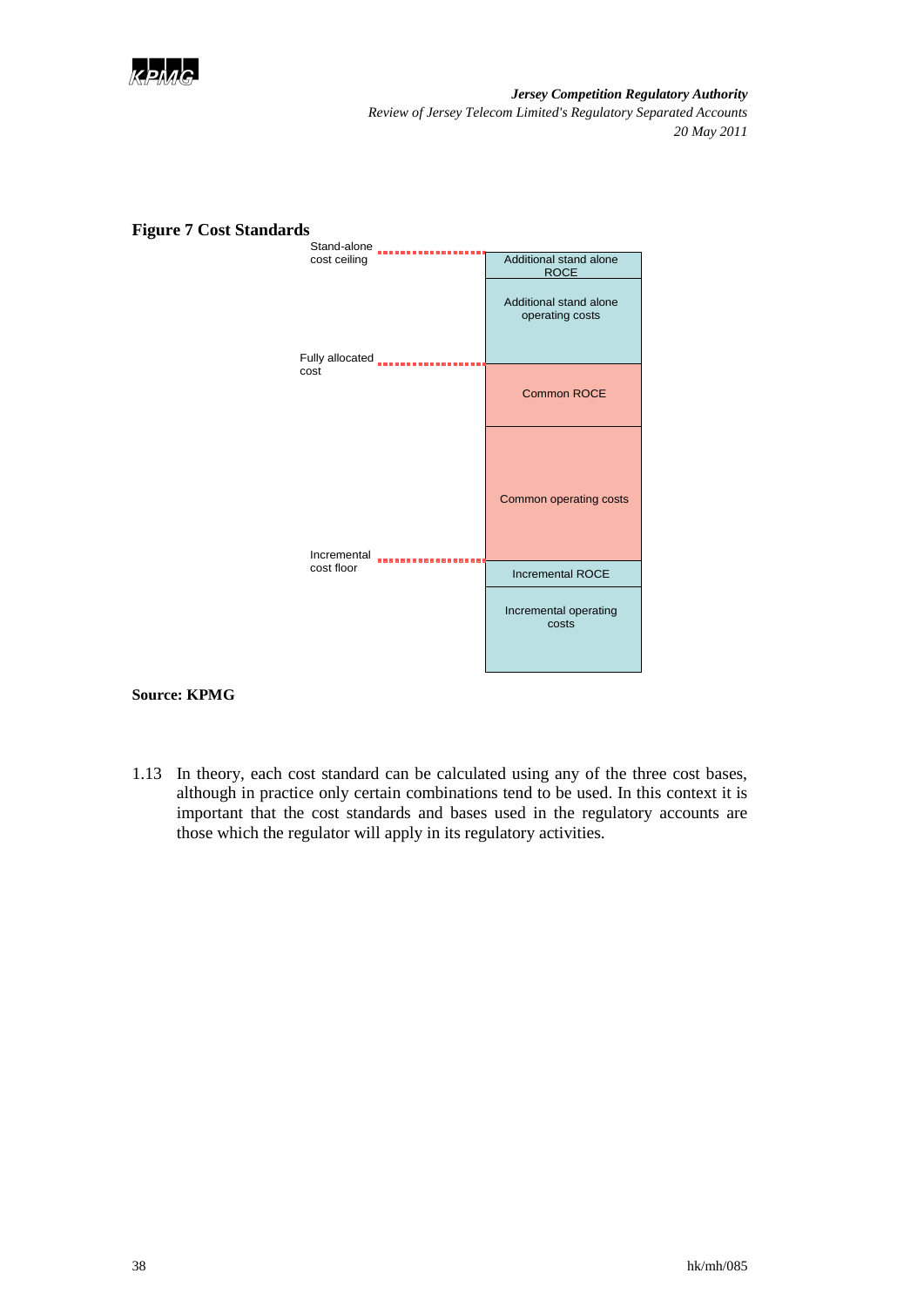**Figure 7 Cost Standards**

| | |
|---|---|
| Stand-alone cost ceiling | Additional stand alone ROCE |
| | Additional stand alone operating costs |
| Fully allocated cost | Common ROCE |
| | Common operating costs |
| Incremental cost floor | Incremental ROCE |
| | Incremental operating costs |

**Source: KPMG**

1.13 In theory, each cost standard can be calculated using any of the three cost bases, although in practice only certain combinations tend to be used. In this context it is important that the cost standards and bases used in the regulatory accounts are those which the regulator will apply in its regulatory activities.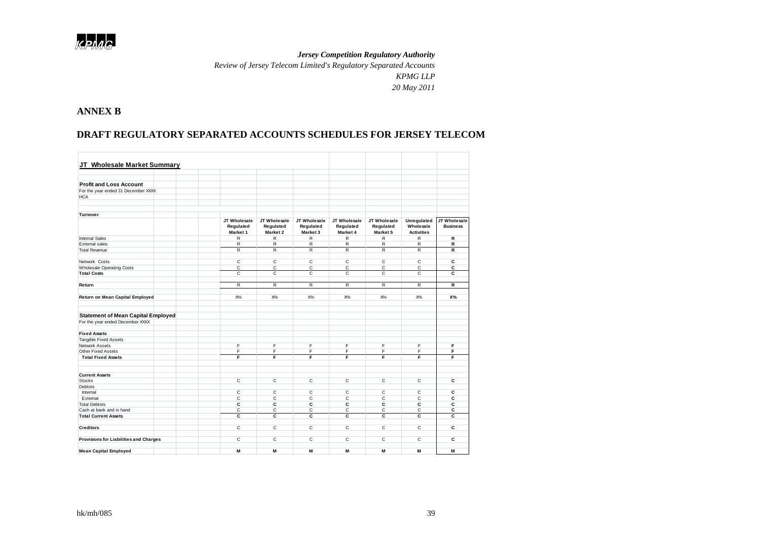## ANNEX B

## DRAFT REGULATORY SEPARATED ACCOUNTS SCHEDULES FOR JERSEY TELECOM

**JT Wholesale Market Summary**

**Profit and Loss Account**

For the year ended 31 December XXXX

HCA

| Turnover | JT Wholesale Regulated Market 1 | JT Wholesale Regulated Market 2 | JT Wholesale Regulated Market 3 | JT Wholesale Regulated Market 4 | JT Wholesale Regulated Market 5 | Unregulated Wholesale Activities | JT Wholesale Business |
|---|---|---|---|---|---|---|---|
| Internal Sales | R | R | R | R | R | R | **R** |
| External sales | R | R | R | R | R | R | **R** |
| Total Revenue | R | R | R | R | R | R | **R** |
| | | | | | | | |
| Network Costs | C | C | C | C | C | C | **C** |
| Wholesale Operating Costs | C | C | C | C | C | C | **C** |
| **Total Costs** | C | C | C | C | C | C | **C** |
| | | | | | | | |
| **Return** | R | R | R | R | R | R | **R** |
| | | | | | | | |
| **Return on Mean Capital Employed** | X% | X% | X% | X% | X% | X% | **X%** |

**Statement of Mean Capital Employed**

For the year ended December XXXX

| | | | | | | | |
|---|---|---|---|---|---|---|---|
| **Fixed Assets** | | | | | | | |
| Tangible Fixed Assets | | | | | | | |
| Network Assets | F | F | F | F | F | F | **F** |
| Other Fixed Assets | F | F | F | F | F | F | **F** |
| **Total Fixed Assets** | **F** | **F** | **F** | **F** | **F** | **F** | **F** |
| | | | | | | | |
| **Current Assets** | | | | | | | |
| Stocks | C | C | C | C | C | C | **C** |
| Debtors | | | | | | | |
| Internal | C | C | C | C | C | C | **C** |
| External | C | C | C | C | C | C | **C** |
| Total Debtors | **C** | **C** | **C** | **C** | **C** | **C** | **C** |
| Cash at bank and in hand | C | C | C | C | C | C | **C** |
| **Total Current Assets** | **C** | **C** | **C** | **C** | **C** | **C** | **C** |
| | | | | | | | |
| **Creditors** | C | C | C | C | C | C | **C** |
| | | | | | | | |
| **Provisions for Liabilities and Charges** | C | C | C | C | C | C | **C** |
| | | | | | | | |
| **Mean Capital Employed** | **M** | **M** | **M** | **M** | **M** | **M** | **M** |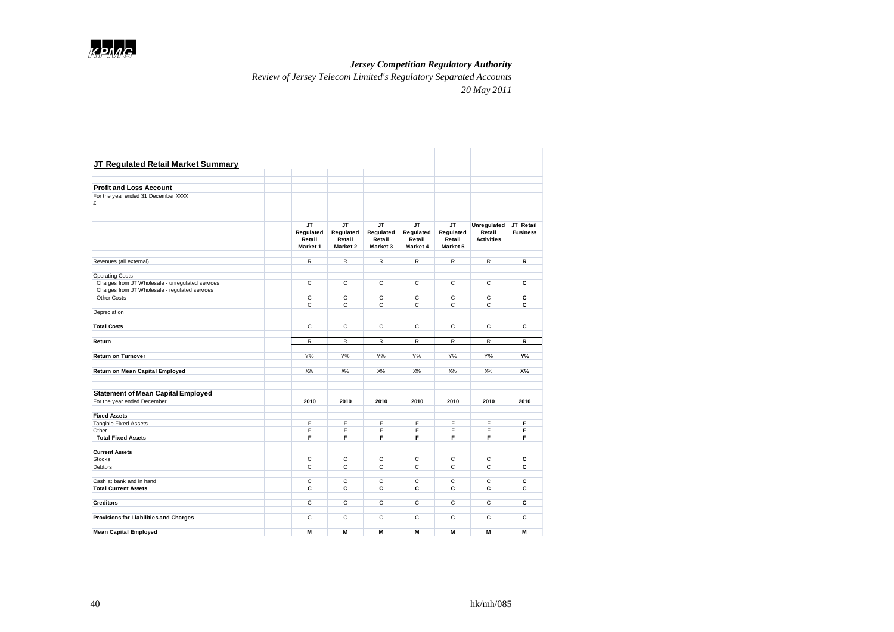## JT Regulated Retail Market Summary

### Profit and Loss Account

For the year ended 31 December XXXX

£

| | JT Regulated Retail Market 1 | JT Regulated Retail Market 2 | JT Regulated Retail Market 3 | JT Regulated Retail Market 4 | JT Regulated Retail Market 5 | Unregulated Retail Activities | JT Retail Business |
|---|---|---|---|---|---|---|---|
| Revenues (all external) | R | R | R | R | R | R | **R** |
| Operating Costs | | | | | | | |
| Charges from JT Wholesale - unregulated services | C | C | C | C | C | C | **C** |
| Charges from JT Wholesale - regulated services | | | | | | | |
| Other Costs | C | C | C | C | C | C | **C** |
| | C | C | C | C | C | C | **C** |
| Depreciation | | | | | | | |
| **Total Costs** | C | C | C | C | C | C | **C** |
| **Return** | R | R | R | R | R | R | **R** |
| **Return on Turnover** | Y% | Y% | Y% | Y% | Y% | Y% | **Y%** |
| **Return on Mean Capital Employed** | X% | X% | X% | X% | X% | X% | **X%** |

### Statement of Mean Capital Employed

| For the year ended December: | **2010** | **2010** | **2010** | **2010** | **2010** | **2010** | **2010** |
|---|---|---|---|---|---|---|---|
| **Fixed Assets** | | | | | | | |
| Tangible Fixed Assets | F | F | F | F | F | F | **F** |
| Other | F | F | F | F | F | F | **F** |
| **Total Fixed Assets** | **F** | **F** | **F** | **F** | **F** | **F** | **F** |
| **Current Assets** | | | | | | | |
| Stocks | C | C | C | C | C | C | **C** |
| Debtors | C | C | C | C | C | C | **C** |
| Cash at bank and in hand | C | C | C | C | C | C | **C** |
| **Total Current Assets** | **C** | **C** | **C** | **C** | **C** | **C** | **C** |
| **Creditors** | C | C | C | C | C | C | **C** |
| **Provisions for Liabilities and Charges** | C | C | C | C | C | C | **C** |
| **Mean Capital Employed** | **M** | **M** | **M** | **M** | **M** | **M** | **M** |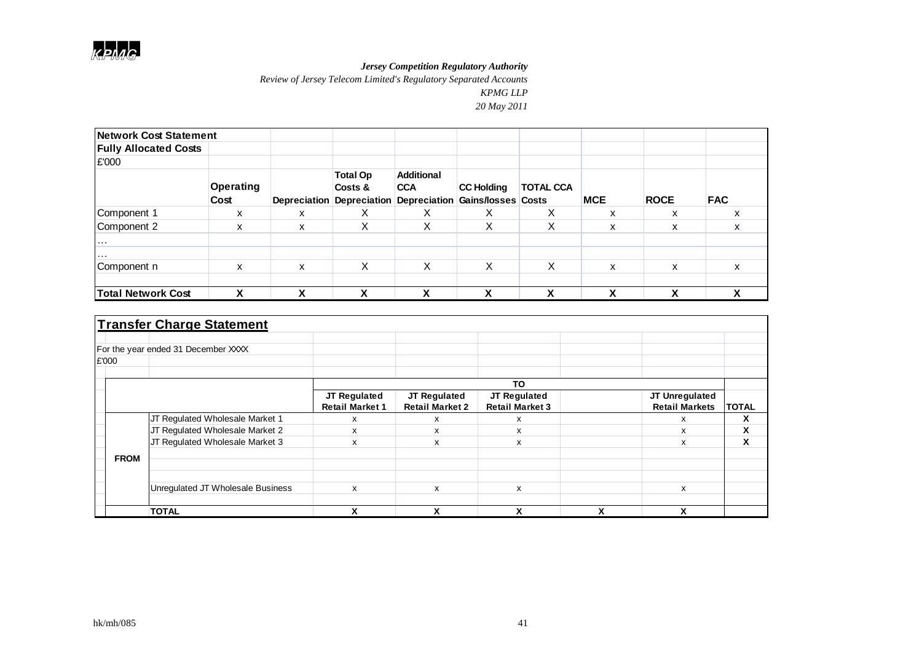*Jersey Competition Regulatory Authority*
*Review of Jersey Telecom Limited's Regulatory Separated Accounts*
*KPMG LLP*
*20 May 2011*

| **Network Cost Statement** | | | | | | | | | |
|---|---|---|---|---|---|---|---|---|---|
| **Fully Allocated Costs** | | | | | | | | | |
| £'000 | | | | | | | | | |
| | **Operating Cost** | **Depreciation** | **Total Op Costs & Depreciation** | **Additional CCA Depreciation** | **CC Holding Gains/losses** | **TOTAL CCA Costs** | **MCE** | **ROCE** | **FAC** |
| Component 1 | x | x | X | X | X | X | x | x | x |
| Component 2 | x | x | X | X | X | X | x | x | x |
| … | | | | | | | | | |
| … | | | | | | | | | |
| Component n | x | x | X | X | X | X | x | x | x |
| **Total Network Cost** | **X** | **X** | **X** | **X** | **X** | **X** | **X** | **X** | **X** |

## Transfer Charge Statement

For the year ended 31 December XXXX

£'000

| | | **TO** | | | | | |
|---|---|---|---|---|---|---|---|
| | | **JT Regulated Retail Market 1** | **JT Regulated Retail Market 2** | **JT Regulated Retail Market 3** | | **JT Unregulated Retail Markets** | **TOTAL** |
| **FROM** | JT Regulated Wholesale Market 1 | x | x | x | | x | **X** |
| | JT Regulated Wholesale Market 2 | x | x | x | | x | **X** |
| | JT Regulated Wholesale Market 3 | x | x | x | | x | **X** |
| | | | | | | | |
| | | | | | | | |
| | Unregulated JT Wholesale Business | x | x | x | | x | |
| | **TOTAL** | **X** | **X** | **X** | **X** | **X** | |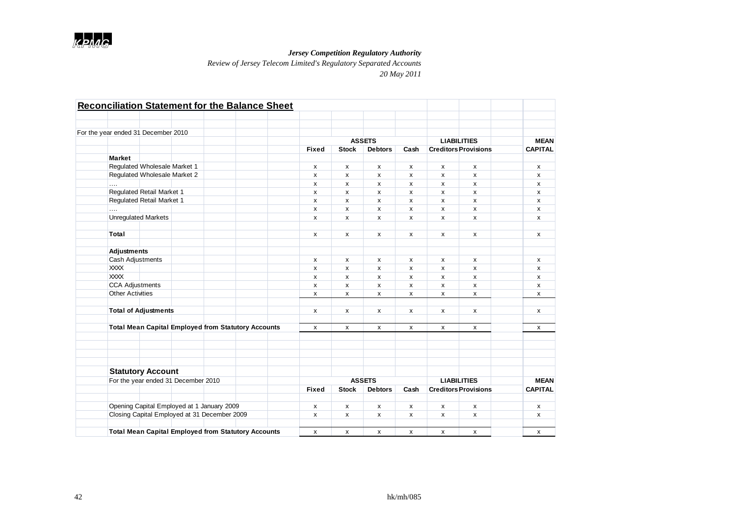## Reconciliation Statement for the Balance Sheet

For the year ended 31 December 2010

| | ASSETS | | | | LIABILITIES | | MEAN |
|---|---|---|---|---|---|---|---|
| | **Fixed** | **Stock** | **Debtors** | **Cash** | **Creditors** | **Provisions** | **CAPITAL** |
| **Market** | | | | | | | |
| Regulated Wholesale Market 1 | x | x | x | x | x | x | x |
| Regulated Wholesale Market 2 | x | x | x | x | x | x | x |
| .... | x | x | x | x | x | x | x |
| Regulated Retail Market 1 | x | x | x | x | x | x | x |
| Regulated Retail Market 1 | x | x | x | x | x | x | x |
| .... | x | x | x | x | x | x | x |
| Unregulated Markets | x | x | x | x | x | x | x |
| **Total** | x | x | x | x | x | x | x |
| **Adjustments** | | | | | | | |
| Cash Adjustments | x | x | x | x | x | x | x |
| XXXX | x | x | x | x | x | x | x |
| XXXX | x | x | x | x | x | x | x |
| CCA Adjustments | x | x | x | x | x | x | x |
| Other Activities | x | x | x | x | x | x | x |
| **Total of Adjustments** | x | x | x | x | x | x | x |
| **Total Mean Capital Employed from Statutory Accounts** | x | x | x | x | x | x | x |

### Statutory Account

| For the year ended 31 December 2010 | ASSETS | | | | LIABILITIES | | MEAN |
|---|---|---|---|---|---|---|---|
| | **Fixed** | **Stock** | **Debtors** | **Cash** | **Creditors** | **Provisions** | **CAPITAL** |
| Opening Capital Employed at 1 January 2009 | x | x | x | x | x | x | x |
| Closing Capital Employed at 31 December 2009 | x | x | x | x | x | x | x |
| **Total Mean Capital Employed from Statutory Accounts** | x | x | x | x | x | x | x |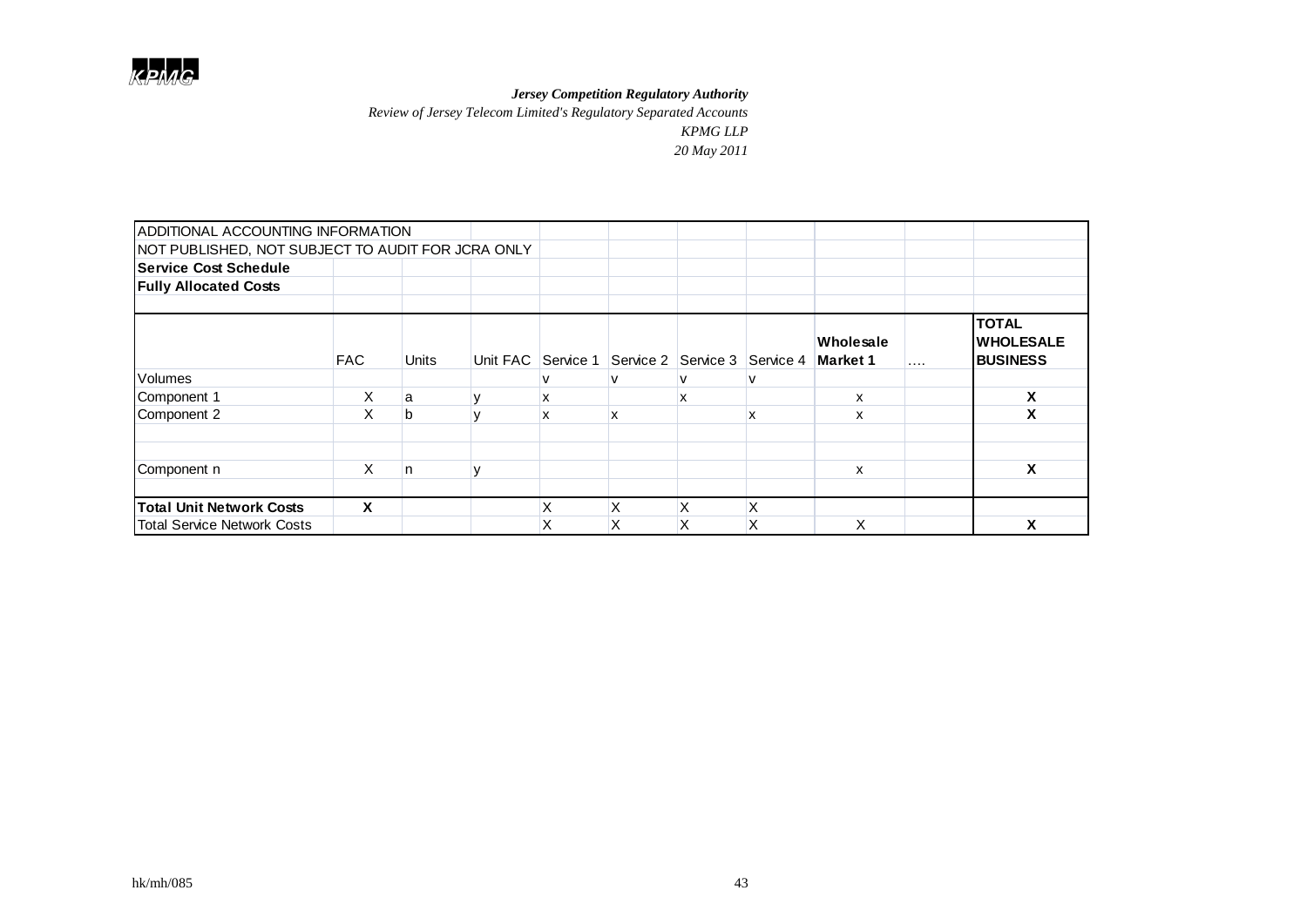| ADDITIONAL ACCOUNTING INFORMATION | | | | | | | | | | |
|---|---|---|---|---|---|---|---|---|---|---|
| NOT PUBLISHED, NOT SUBJECT TO AUDIT FOR JCRA ONLY | | | | | | | | | | |
| **Service Cost Schedule** | | | | | | | | | | |
| **Fully Allocated Costs** | | | | | | | | | | |
| | | | | | | | | | | |
| | FAC | Units | Unit FAC | Service 1 | Service 2 | Service 3 | Service 4 | **Wholesale Market 1** | .... | **TOTAL WHOLESALE BUSINESS** |
| Volumes | | | | v | v | v | v | | | |
| Component 1 | X | a | y | x | | x | | x | | **X** |
| Component 2 | X | b | y | x | x | | x | x | | **X** |
| | | | | | | | | | | |
| | | | | | | | | | | |
| Component n | X | n | y | | | | | x | | **X** |
| | | | | | | | | | | |
| **Total Unit Network Costs** | **X** | | | X | X | X | X | | | |
| Total Service Network Costs | | | | X | X | X | X | X | | **X** |